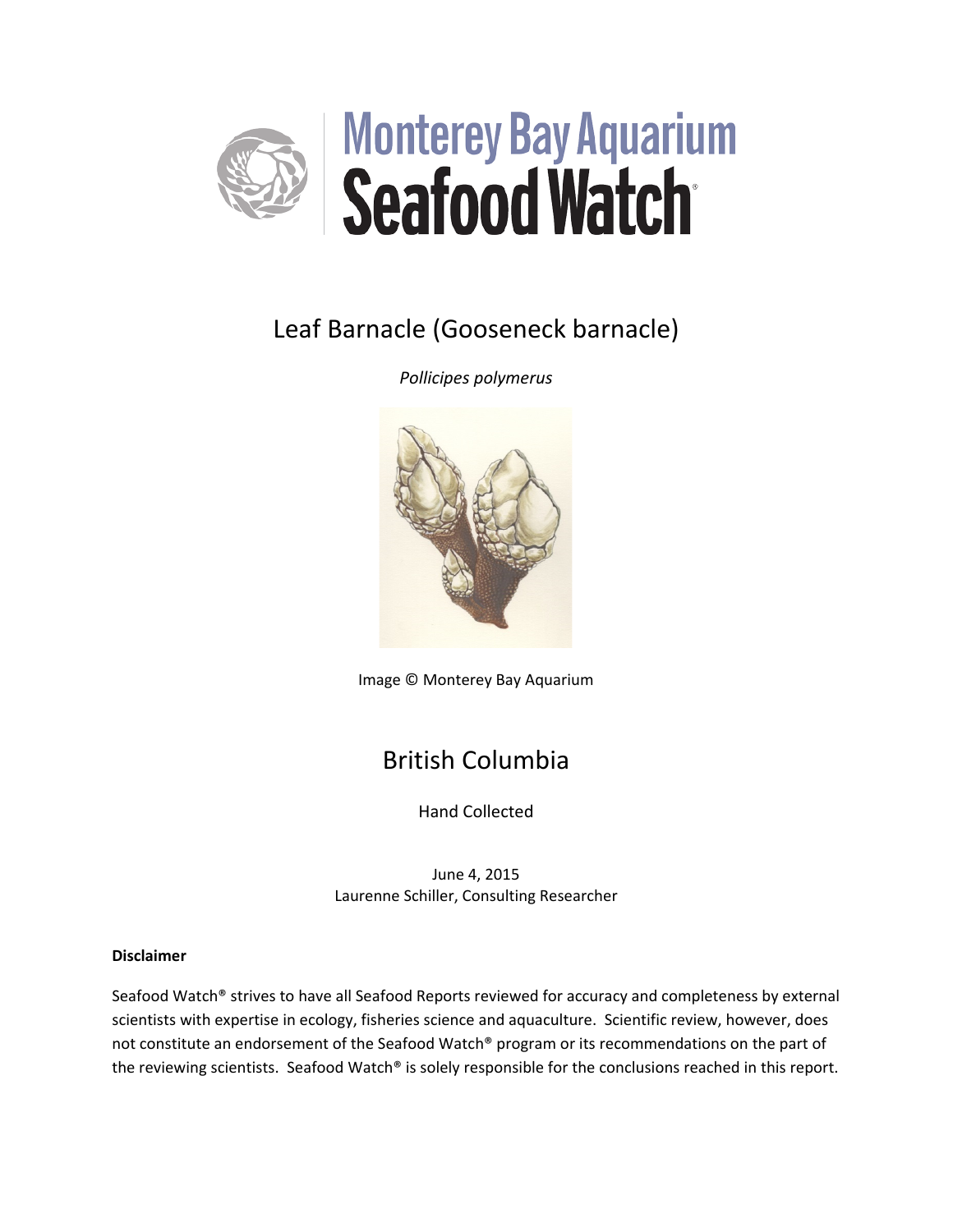# Monterey Bay Aquarium Seafood Watch

## Leaf Barnacle (Gooseneck barnacle)

*Pollicipes polymerus*

Image © Monterey Bay Aquarium

## British Columbia

Hand Collected

June 4, 2015
Laurenne Schiller, Consulting Researcher

**Disclaimer**

Seafood Watch® strives to have all Seafood Reports reviewed for accuracy and completeness by external scientists with expertise in ecology, fisheries science and aquaculture. Scientific review, however, does not constitute an endorsement of the Seafood Watch® program or its recommendations on the part of the reviewing scientists. Seafood Watch® is solely responsible for the conclusions reached in this report.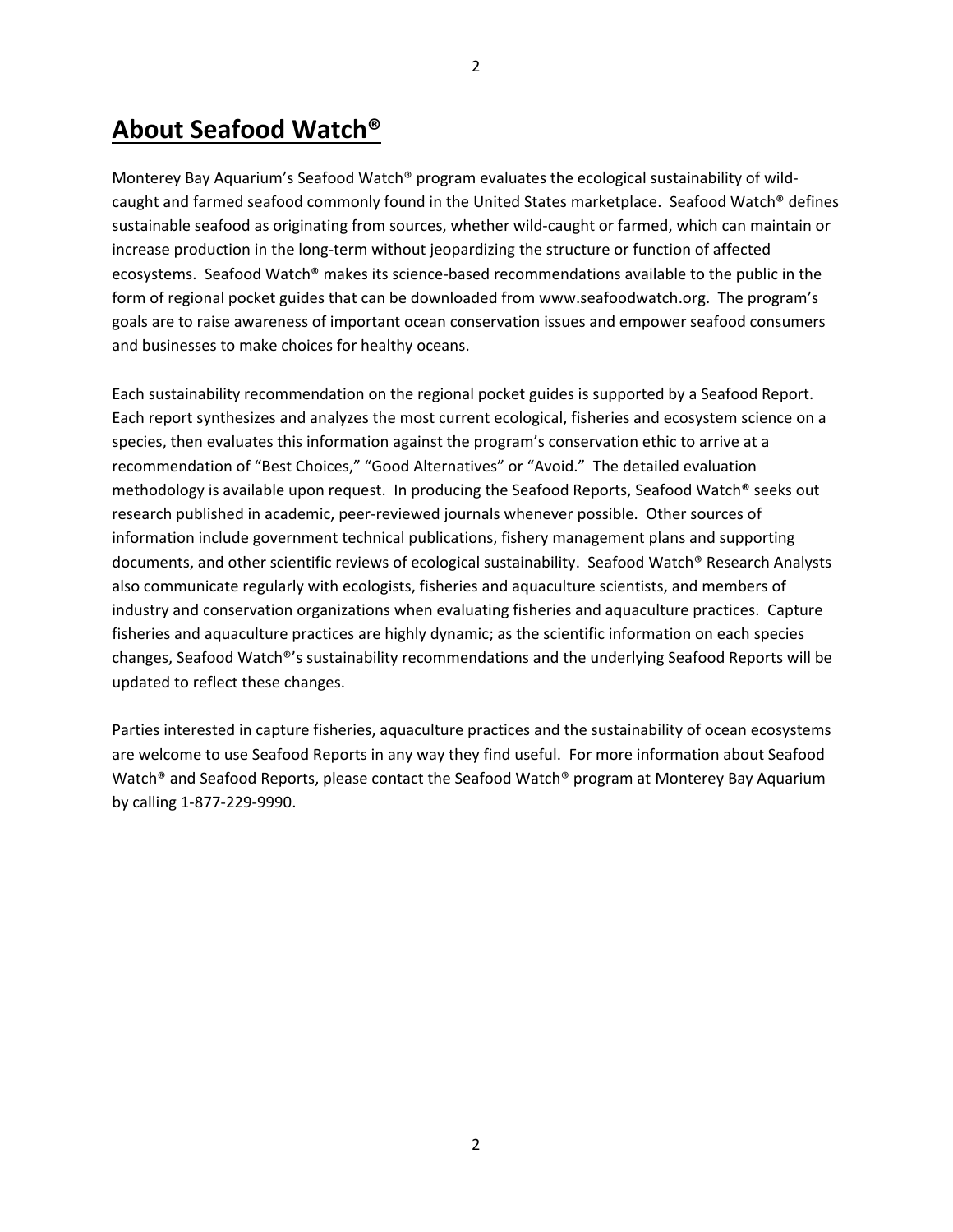# About Seafood Watch®

Monterey Bay Aquarium's Seafood Watch® program evaluates the ecological sustainability of wild-caught and farmed seafood commonly found in the United States marketplace. Seafood Watch® defines sustainable seafood as originating from sources, whether wild-caught or farmed, which can maintain or increase production in the long-term without jeopardizing the structure or function of affected ecosystems. Seafood Watch® makes its science-based recommendations available to the public in the form of regional pocket guides that can be downloaded from www.seafoodwatch.org. The program's goals are to raise awareness of important ocean conservation issues and empower seafood consumers and businesses to make choices for healthy oceans.

Each sustainability recommendation on the regional pocket guides is supported by a Seafood Report. Each report synthesizes and analyzes the most current ecological, fisheries and ecosystem science on a species, then evaluates this information against the program's conservation ethic to arrive at a recommendation of "Best Choices," "Good Alternatives" or "Avoid." The detailed evaluation methodology is available upon request. In producing the Seafood Reports, Seafood Watch® seeks out research published in academic, peer-reviewed journals whenever possible. Other sources of information include government technical publications, fishery management plans and supporting documents, and other scientific reviews of ecological sustainability. Seafood Watch® Research Analysts also communicate regularly with ecologists, fisheries and aquaculture scientists, and members of industry and conservation organizations when evaluating fisheries and aquaculture practices. Capture fisheries and aquaculture practices are highly dynamic; as the scientific information on each species changes, Seafood Watch®'s sustainability recommendations and the underlying Seafood Reports will be updated to reflect these changes.

Parties interested in capture fisheries, aquaculture practices and the sustainability of ocean ecosystems are welcome to use Seafood Reports in any way they find useful. For more information about Seafood Watch® and Seafood Reports, please contact the Seafood Watch® program at Monterey Bay Aquarium by calling 1-877-229-9990.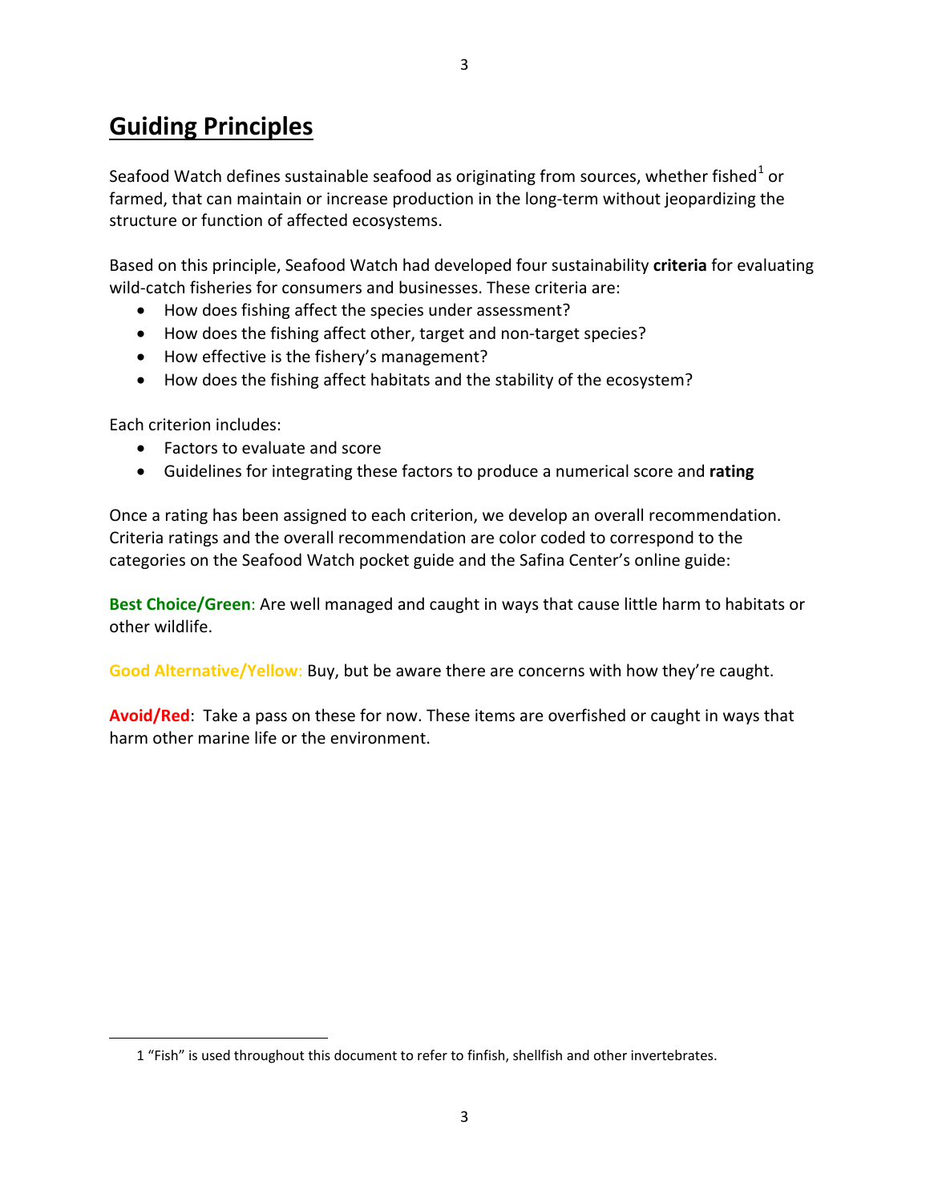# Guiding Principles

Seafood Watch defines sustainable seafood as originating from sources, whether fished[1] or farmed, that can maintain or increase production in the long-term without jeopardizing the structure or function of affected ecosystems.

Based on this principle, Seafood Watch had developed four sustainability **criteria** for evaluating wild-catch fisheries for consumers and businesses. These criteria are:

- How does fishing affect the species under assessment?
- How does the fishing affect other, target and non-target species?
- How effective is the fishery's management?
- How does the fishing affect habitats and the stability of the ecosystem?

Each criterion includes:

- Factors to evaluate and score
- Guidelines for integrating these factors to produce a numerical score and **rating**

Once a rating has been assigned to each criterion, we develop an overall recommendation. Criteria ratings and the overall recommendation are color coded to correspond to the categories on the Seafood Watch pocket guide and the Safina Center's online guide:

**Best Choice/Green**: Are well managed and caught in ways that cause little harm to habitats or other wildlife.

**Good Alternative/Yellow**: Buy, but be aware there are concerns with how they're caught.

**Avoid/Red**: Take a pass on these for now. These items are overfished or caught in ways that harm other marine life or the environment.

---

1 "Fish" is used throughout this document to refer to finfish, shellfish and other invertebrates.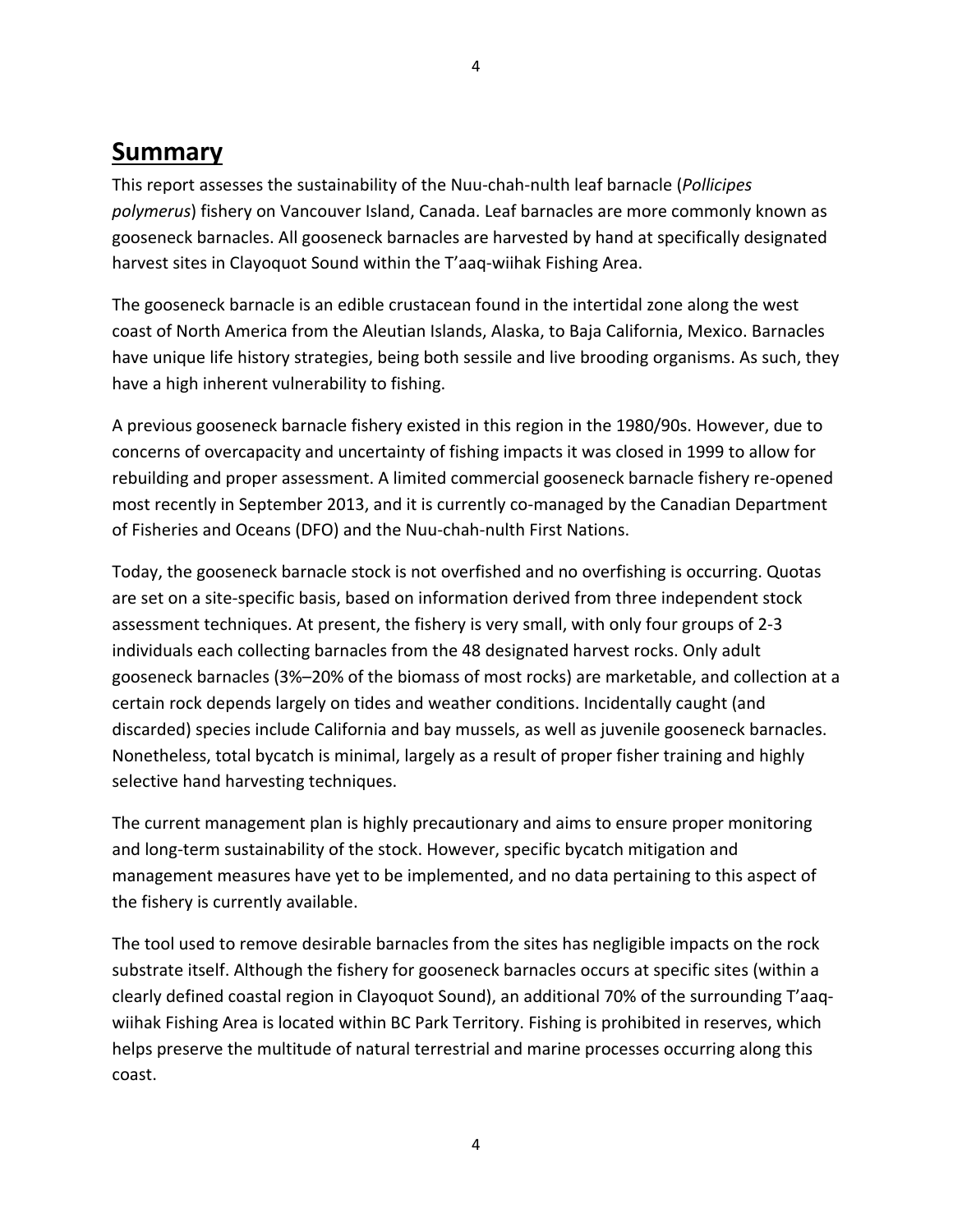## Summary

This report assesses the sustainability of the Nuu-chah-nulth leaf barnacle (*Pollicipes polymerus*) fishery on Vancouver Island, Canada. Leaf barnacles are more commonly known as gooseneck barnacles. All gooseneck barnacles are harvested by hand at specifically designated harvest sites in Clayoquot Sound within the T'aaq-wiihak Fishing Area.

The gooseneck barnacle is an edible crustacean found in the intertidal zone along the west coast of North America from the Aleutian Islands, Alaska, to Baja California, Mexico. Barnacles have unique life history strategies, being both sessile and live brooding organisms. As such, they have a high inherent vulnerability to fishing.

A previous gooseneck barnacle fishery existed in this region in the 1980/90s. However, due to concerns of overcapacity and uncertainty of fishing impacts it was closed in 1999 to allow for rebuilding and proper assessment. A limited commercial gooseneck barnacle fishery re-opened most recently in September 2013, and it is currently co-managed by the Canadian Department of Fisheries and Oceans (DFO) and the Nuu-chah-nulth First Nations.

Today, the gooseneck barnacle stock is not overfished and no overfishing is occurring. Quotas are set on a site-specific basis, based on information derived from three independent stock assessment techniques. At present, the fishery is very small, with only four groups of 2-3 individuals each collecting barnacles from the 48 designated harvest rocks. Only adult gooseneck barnacles (3%–20% of the biomass of most rocks) are marketable, and collection at a certain rock depends largely on tides and weather conditions. Incidentally caught (and discarded) species include California and bay mussels, as well as juvenile gooseneck barnacles. Nonetheless, total bycatch is minimal, largely as a result of proper fisher training and highly selective hand harvesting techniques.

The current management plan is highly precautionary and aims to ensure proper monitoring and long-term sustainability of the stock. However, specific bycatch mitigation and management measures have yet to be implemented, and no data pertaining to this aspect of the fishery is currently available.

The tool used to remove desirable barnacles from the sites has negligible impacts on the rock substrate itself. Although the fishery for gooseneck barnacles occurs at specific sites (within a clearly defined coastal region in Clayoquot Sound), an additional 70% of the surrounding T'aaq-wiihak Fishing Area is located within BC Park Territory. Fishing is prohibited in reserves, which helps preserve the multitude of natural terrestrial and marine processes occurring along this coast.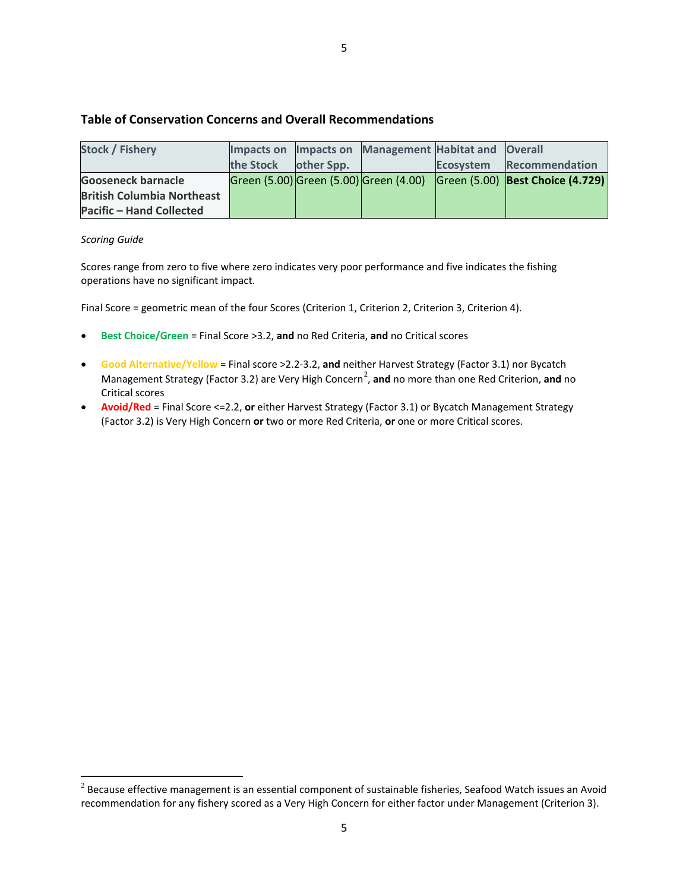### Table of Conservation Concerns and Overall Recommendations

| Stock / Fishery | Impacts on the Stock | Impacts on other Spp. | Management | Habitat and Ecosystem | Overall Recommendation |
| --- | --- | --- | --- | --- | --- |
| **Gooseneck barnacle British Columbia Northeast Pacific – Hand Collected** | Green (5.00) | Green (5.00) | Green (4.00) | Green (5.00) | **Best Choice (4.729)** |

*Scoring Guide*

Scores range from zero to five where zero indicates very poor performance and five indicates the fishing operations have no significant impact.

Final Score = geometric mean of the four Scores (Criterion 1, Criterion 2, Criterion 3, Criterion 4).

- Best Choice/Green = Final Score >3.2, **and** no Red Criteria, **and** no Critical scores
- Good Alternative/Yellow = Final score >2.2-3.2, **and** neither Harvest Strategy (Factor 3.1) nor Bycatch Management Strategy (Factor 3.2) are Very High Concern[2], **and** no more than one Red Criterion, **and** no Critical scores
- Avoid/Red = Final Score <=2.2, **or** either Harvest Strategy (Factor 3.1) or Bycatch Management Strategy (Factor 3.2) is Very High Concern **or** two or more Red Criteria, **or** one or more Critical scores.

[2] Because effective management is an essential component of sustainable fisheries, Seafood Watch issues an Avoid recommendation for any fishery scored as a Very High Concern for either factor under Management (Criterion 3).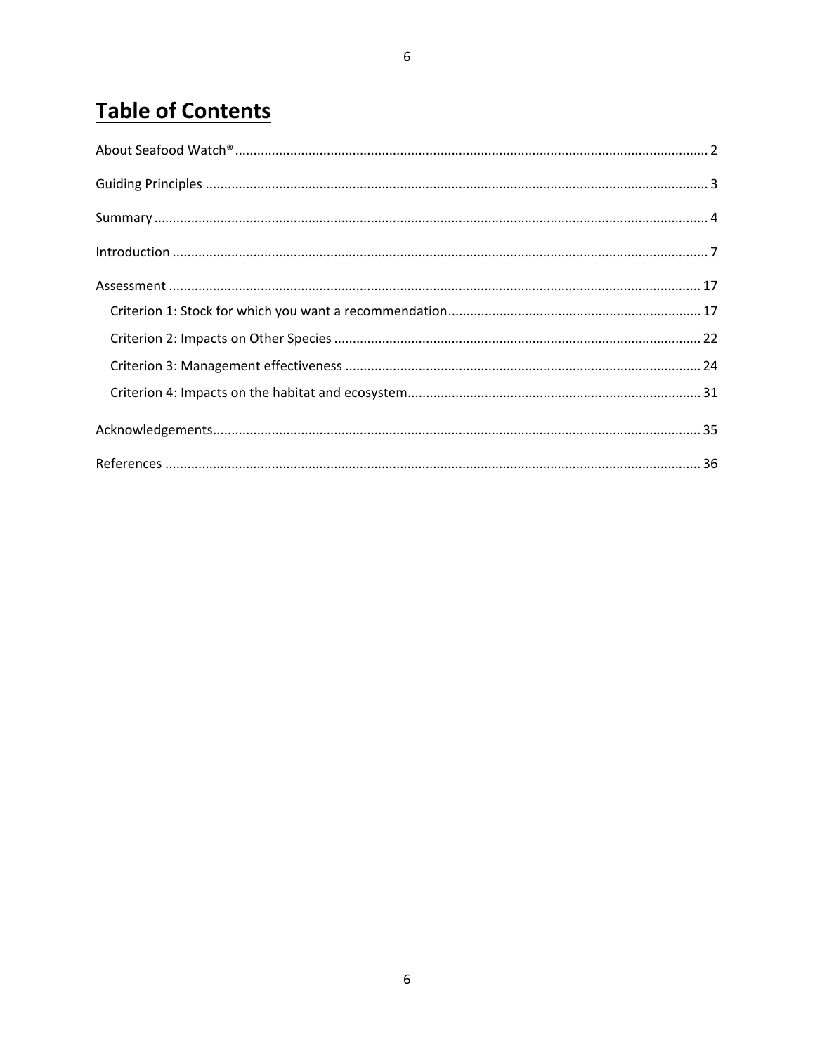# Table of Contents

About Seafood Watch® ........................................ 2

Guiding Principles ........................................ 3

Summary ........................................ 4

Introduction ........................................ 7

Assessment ........................................ 17

- Criterion 1: Stock for which you want a recommendation ........................................ 17
- Criterion 2: Impacts on Other Species ........................................ 22
- Criterion 3: Management effectiveness ........................................ 24
- Criterion 4: Impacts on the habitat and ecosystem ........................................ 31

Acknowledgements ........................................ 35

References ........................................ 36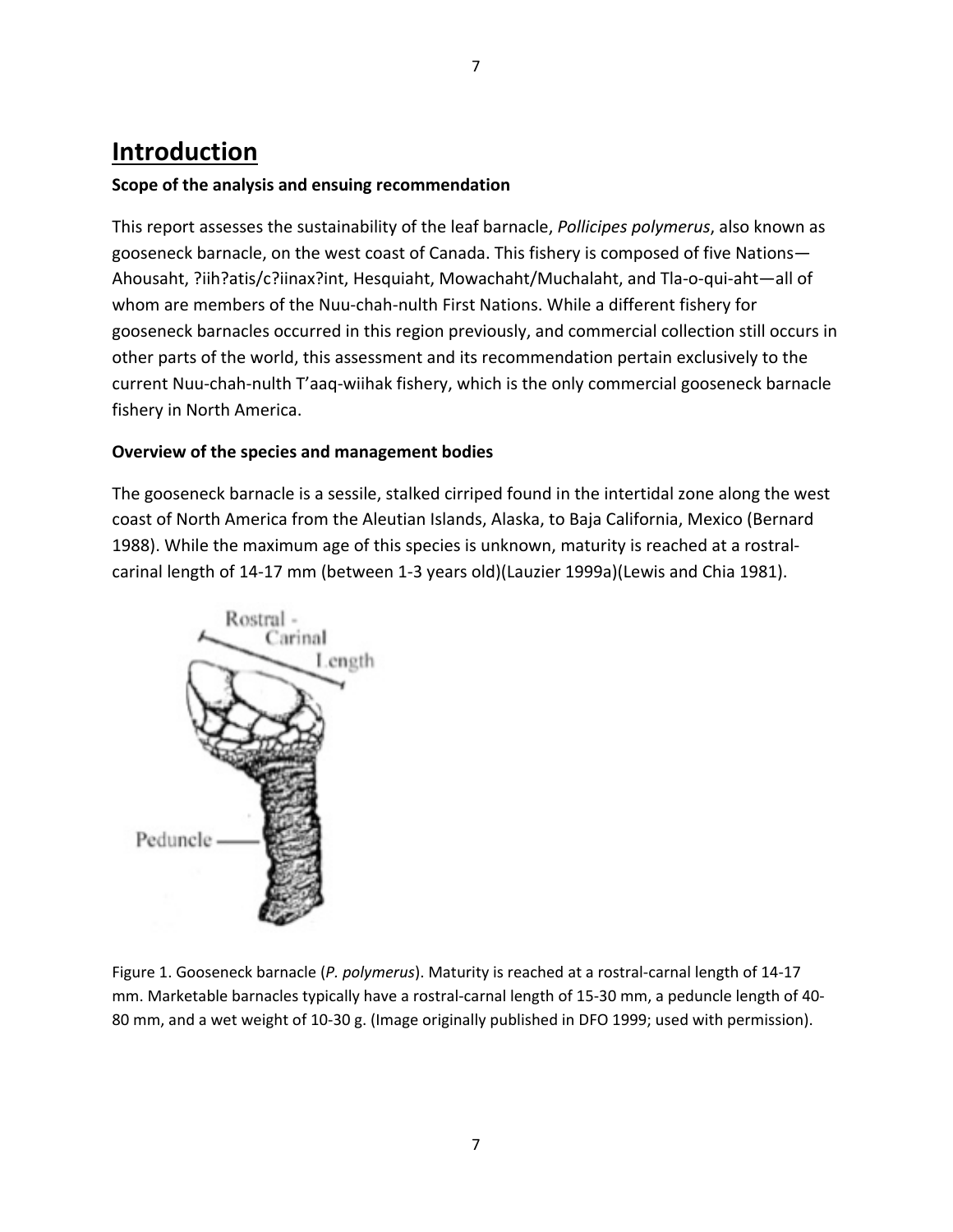# Introduction

**Scope of the analysis and ensuing recommendation**

This report assesses the sustainability of the leaf barnacle, *Pollicipes polymerus*, also known as gooseneck barnacle, on the west coast of Canada. This fishery is composed of five Nations—Ahousaht, ?iih?atis/c?iinax?int, Hesquiaht, Mowachaht/Muchalaht, and Tla-o-qui-aht—all of whom are members of the Nuu-chah-nulth First Nations. While a different fishery for gooseneck barnacles occurred in this region previously, and commercial collection still occurs in other parts of the world, this assessment and its recommendation pertain exclusively to the current Nuu-chah-nulth T'aaq-wiihak fishery, which is the only commercial gooseneck barnacle fishery in North America.

**Overview of the species and management bodies**

The gooseneck barnacle is a sessile, stalked cirriped found in the intertidal zone along the west coast of North America from the Aleutian Islands, Alaska, to Baja California, Mexico (Bernard 1988). While the maximum age of this species is unknown, maturity is reached at a rostral-carinal length of 14-17 mm (between 1-3 years old)(Lauzier 1999a)(Lewis and Chia 1981).

Figure 1. Gooseneck barnacle (*P. polymerus*). Maturity is reached at a rostral-carnal length of 14-17 mm. Marketable barnacles typically have a rostral-carnal length of 15-30 mm, a peduncle length of 40-80 mm, and a wet weight of 10-30 g. (Image originally published in DFO 1999; used with permission).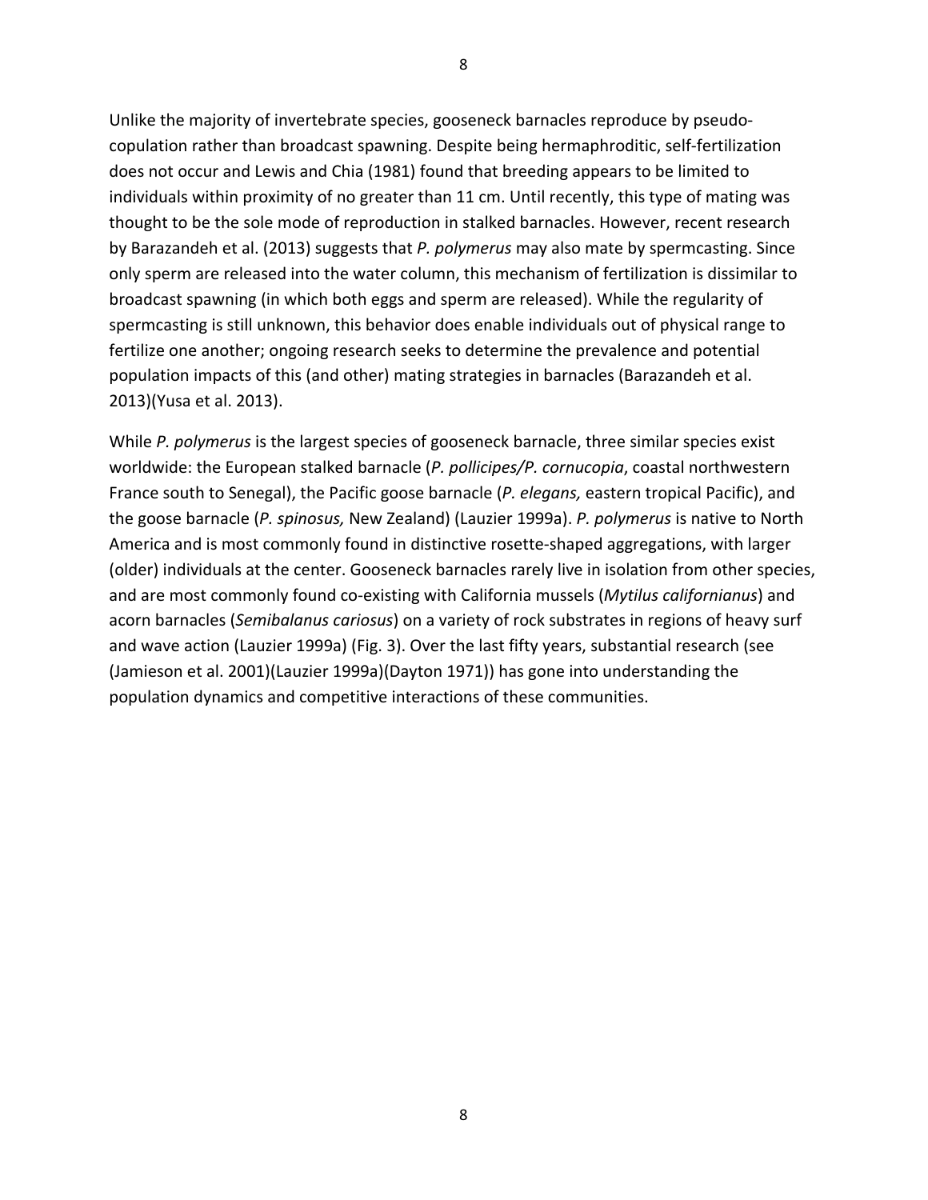Unlike the majority of invertebrate species, gooseneck barnacles reproduce by pseudo-copulation rather than broadcast spawning. Despite being hermaphroditic, self-fertilization does not occur and Lewis and Chia (1981) found that breeding appears to be limited to individuals within proximity of no greater than 11 cm. Until recently, this type of mating was thought to be the sole mode of reproduction in stalked barnacles. However, recent research by Barazandeh et al. (2013) suggests that *P. polymerus* may also mate by spermcasting. Since only sperm are released into the water column, this mechanism of fertilization is dissimilar to broadcast spawning (in which both eggs and sperm are released). While the regularity of spermcasting is still unknown, this behavior does enable individuals out of physical range to fertilize one another; ongoing research seeks to determine the prevalence and potential population impacts of this (and other) mating strategies in barnacles (Barazandeh et al. 2013)(Yusa et al. 2013).

While *P. polymerus* is the largest species of gooseneck barnacle, three similar species exist worldwide: the European stalked barnacle (*P. pollicipes/P. cornucopia*, coastal northwestern France south to Senegal), the Pacific goose barnacle (*P. elegans,* eastern tropical Pacific), and the goose barnacle (*P. spinosus,* New Zealand) (Lauzier 1999a). *P. polymerus* is native to North America and is most commonly found in distinctive rosette-shaped aggregations, with larger (older) individuals at the center. Gooseneck barnacles rarely live in isolation from other species, and are most commonly found co-existing with California mussels (*Mytilus californianus*) and acorn barnacles (*Semibalanus cariosus*) on a variety of rock substrates in regions of heavy surf and wave action (Lauzier 1999a) (Fig. 3). Over the last fifty years, substantial research (see (Jamieson et al. 2001)(Lauzier 1999a)(Dayton 1971)) has gone into understanding the population dynamics and competitive interactions of these communities.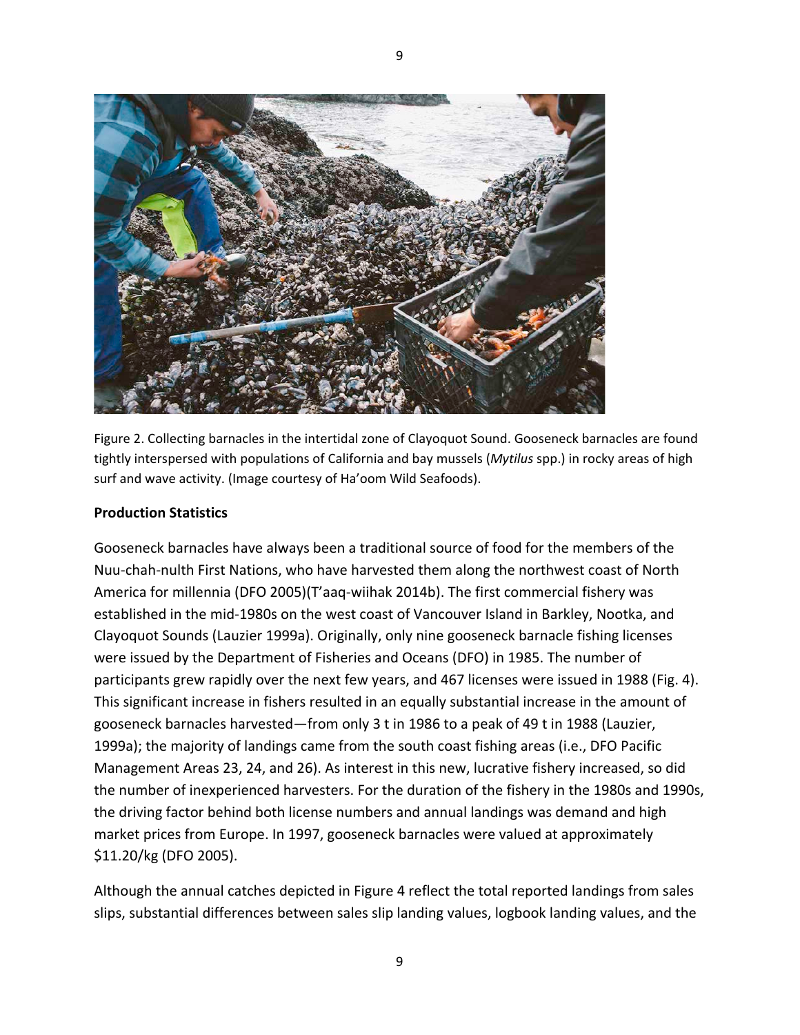Figure 2. Collecting barnacles in the intertidal zone of Clayoquot Sound. Gooseneck barnacles are found tightly interspersed with populations of California and bay mussels (*Mytilus* spp.) in rocky areas of high surf and wave activity. (Image courtesy of Ha'oom Wild Seafoods).

**Production Statistics**

Gooseneck barnacles have always been a traditional source of food for the members of the Nuu-chah-nulth First Nations, who have harvested them along the northwest coast of North America for millennia (DFO 2005)(T'aaq-wiihak 2014b). The first commercial fishery was established in the mid-1980s on the west coast of Vancouver Island in Barkley, Nootka, and Clayoquot Sounds (Lauzier 1999a). Originally, only nine gooseneck barnacle fishing licenses were issued by the Department of Fisheries and Oceans (DFO) in 1985. The number of participants grew rapidly over the next few years, and 467 licenses were issued in 1988 (Fig. 4). This significant increase in fishers resulted in an equally substantial increase in the amount of gooseneck barnacles harvested—from only 3 t in 1986 to a peak of 49 t in 1988 (Lauzier, 1999a); the majority of landings came from the south coast fishing areas (i.e., DFO Pacific Management Areas 23, 24, and 26). As interest in this new, lucrative fishery increased, so did the number of inexperienced harvesters. For the duration of the fishery in the 1980s and 1990s, the driving factor behind both license numbers and annual landings was demand and high market prices from Europe. In 1997, gooseneck barnacles were valued at approximately $11.20/kg (DFO 2005).

Although the annual catches depicted in Figure 4 reflect the total reported landings from sales slips, substantial differences between sales slip landing values, logbook landing values, and the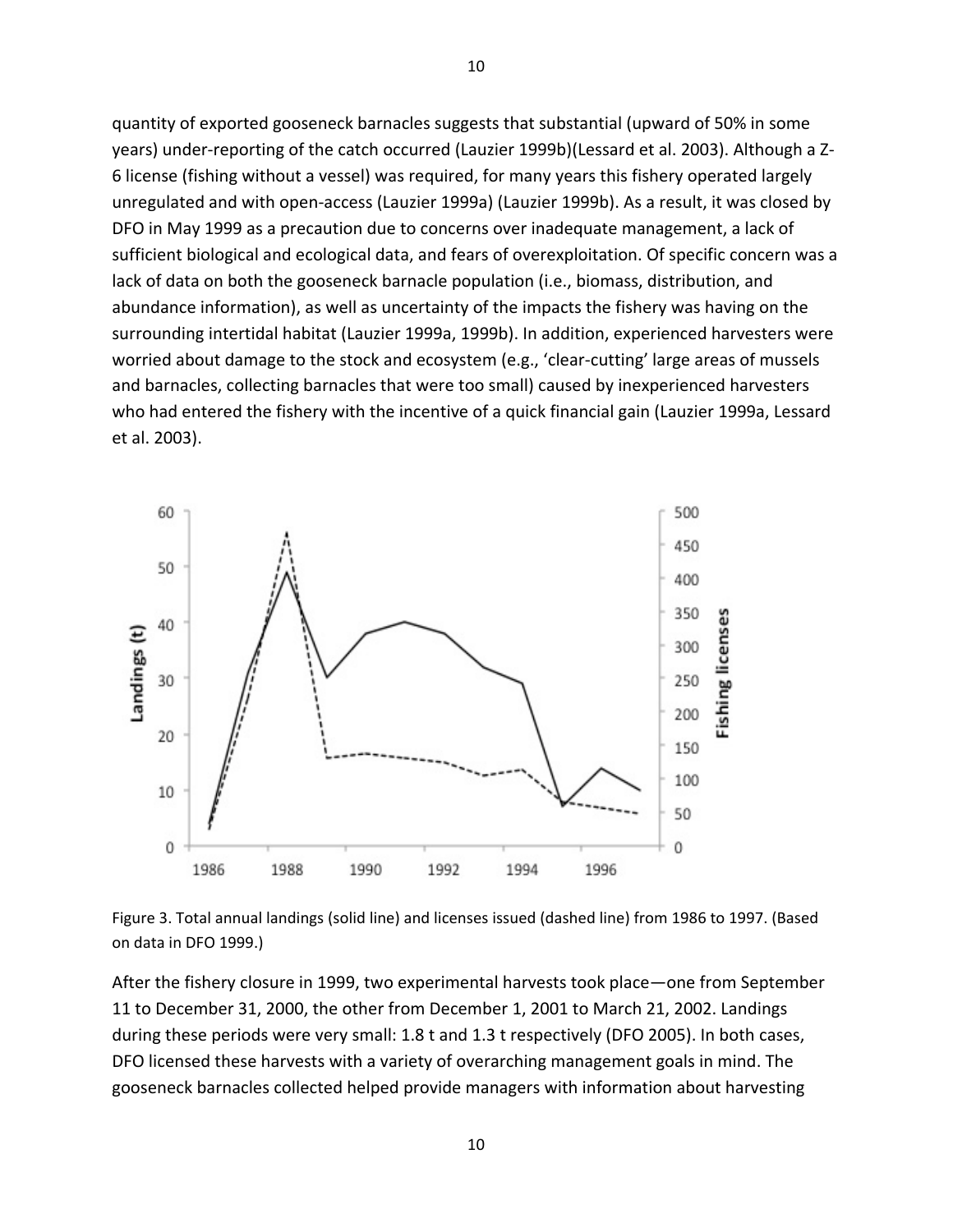quantity of exported gooseneck barnacles suggests that substantial (upward of 50% in some years) under-reporting of the catch occurred (Lauzier 1999b)(Lessard et al. 2003). Although a Z-6 license (fishing without a vessel) was required, for many years this fishery operated largely unregulated and with open-access (Lauzier 1999a) (Lauzier 1999b). As a result, it was closed by DFO in May 1999 as a precaution due to concerns over inadequate management, a lack of sufficient biological and ecological data, and fears of overexploitation. Of specific concern was a lack of data on both the gooseneck barnacle population (i.e., biomass, distribution, and abundance information), as well as uncertainty of the impacts the fishery was having on the surrounding intertidal habitat (Lauzier 1999a, 1999b). In addition, experienced harvesters were worried about damage to the stock and ecosystem (e.g., 'clear-cutting' large areas of mussels and barnacles, collecting barnacles that were too small) caused by inexperienced harvesters who had entered the fishery with the incentive of a quick financial gain (Lauzier 1999a, Lessard et al. 2003).

Figure 3. Total annual landings (solid line) and licenses issued (dashed line) from 1986 to 1997. (Based on data in DFO 1999.)

After the fishery closure in 1999, two experimental harvests took place—one from September 11 to December 31, 2000, the other from December 1, 2001 to March 21, 2002. Landings during these periods were very small: 1.8 t and 1.3 t respectively (DFO 2005). In both cases, DFO licensed these harvests with a variety of overarching management goals in mind. The gooseneck barnacles collected helped provide managers with information about harvesting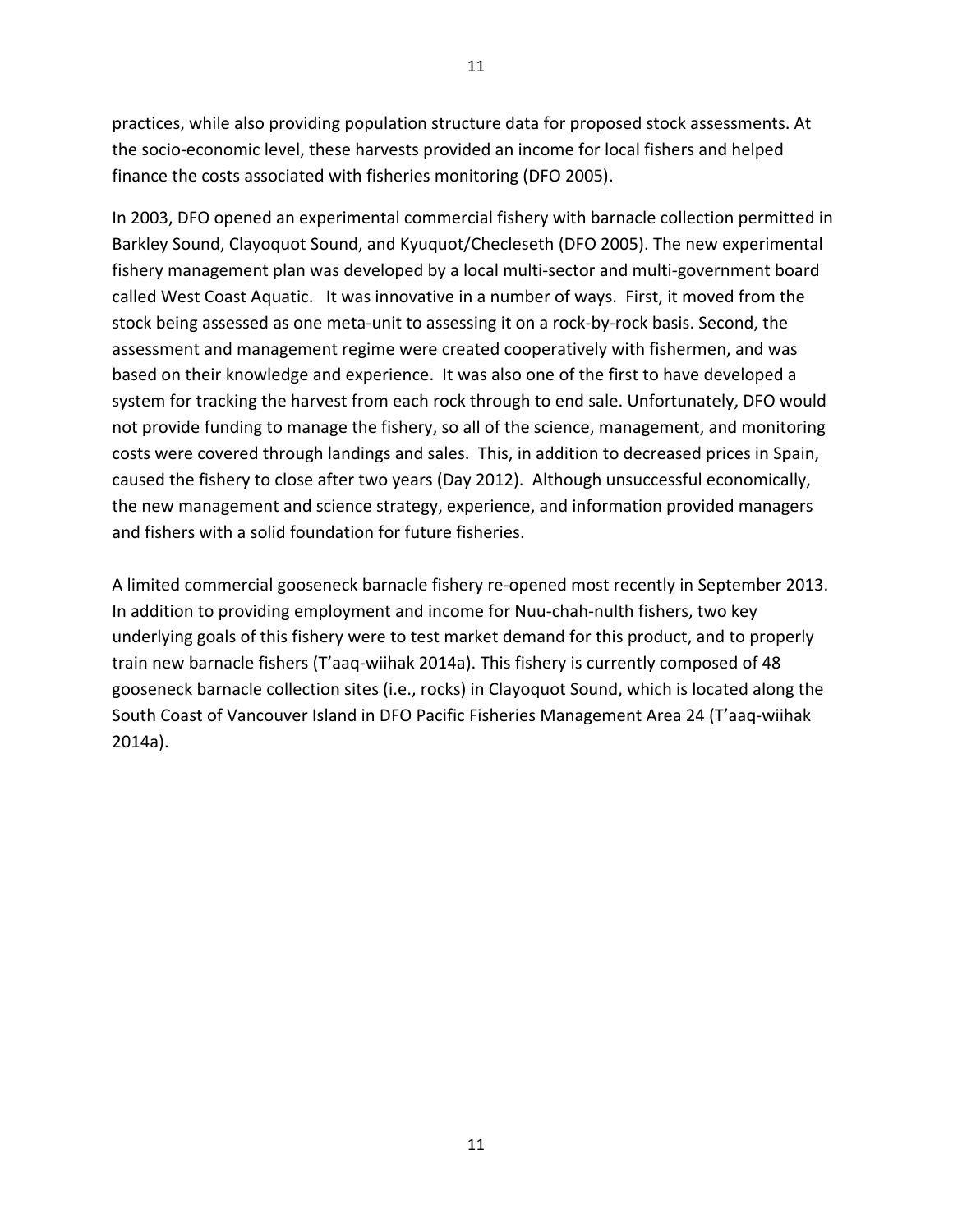practices, while also providing population structure data for proposed stock assessments. At the socio-economic level, these harvests provided an income for local fishers and helped finance the costs associated with fisheries monitoring (DFO 2005).

In 2003, DFO opened an experimental commercial fishery with barnacle collection permitted in Barkley Sound, Clayoquot Sound, and Kyuquot/Checleseth (DFO 2005). The new experimental fishery management plan was developed by a local multi-sector and multi-government board called West Coast Aquatic. It was innovative in a number of ways. First, it moved from the stock being assessed as one meta-unit to assessing it on a rock-by-rock basis. Second, the assessment and management regime were created cooperatively with fishermen, and was based on their knowledge and experience. It was also one of the first to have developed a system for tracking the harvest from each rock through to end sale. Unfortunately, DFO would not provide funding to manage the fishery, so all of the science, management, and monitoring costs were covered through landings and sales. This, in addition to decreased prices in Spain, caused the fishery to close after two years (Day 2012). Although unsuccessful economically, the new management and science strategy, experience, and information provided managers and fishers with a solid foundation for future fisheries.

A limited commercial gooseneck barnacle fishery re-opened most recently in September 2013. In addition to providing employment and income for Nuu-chah-nulth fishers, two key underlying goals of this fishery were to test market demand for this product, and to properly train new barnacle fishers (T'aaq-wiihak 2014a). This fishery is currently composed of 48 gooseneck barnacle collection sites (i.e., rocks) in Clayoquot Sound, which is located along the South Coast of Vancouver Island in DFO Pacific Fisheries Management Area 24 (T'aaq-wiihak 2014a).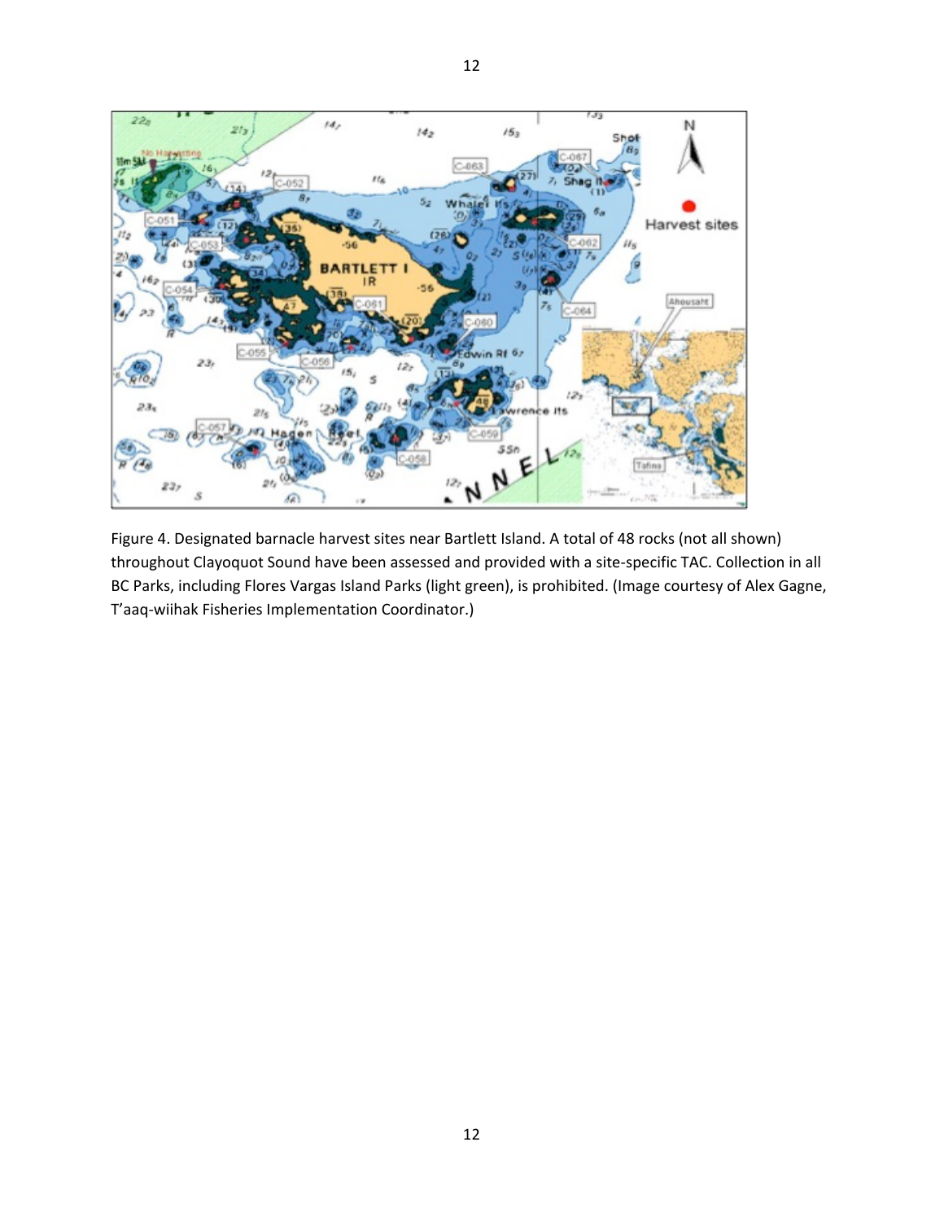Figure 4. Designated barnacle harvest sites near Bartlett Island. A total of 48 rocks (not all shown) throughout Clayoquot Sound have been assessed and provided with a site-specific TAC. Collection in all BC Parks, including Flores Vargas Island Parks (light green), is prohibited. (Image courtesy of Alex Gagne, T'aaq-wiihak Fisheries Implementation Coordinator.)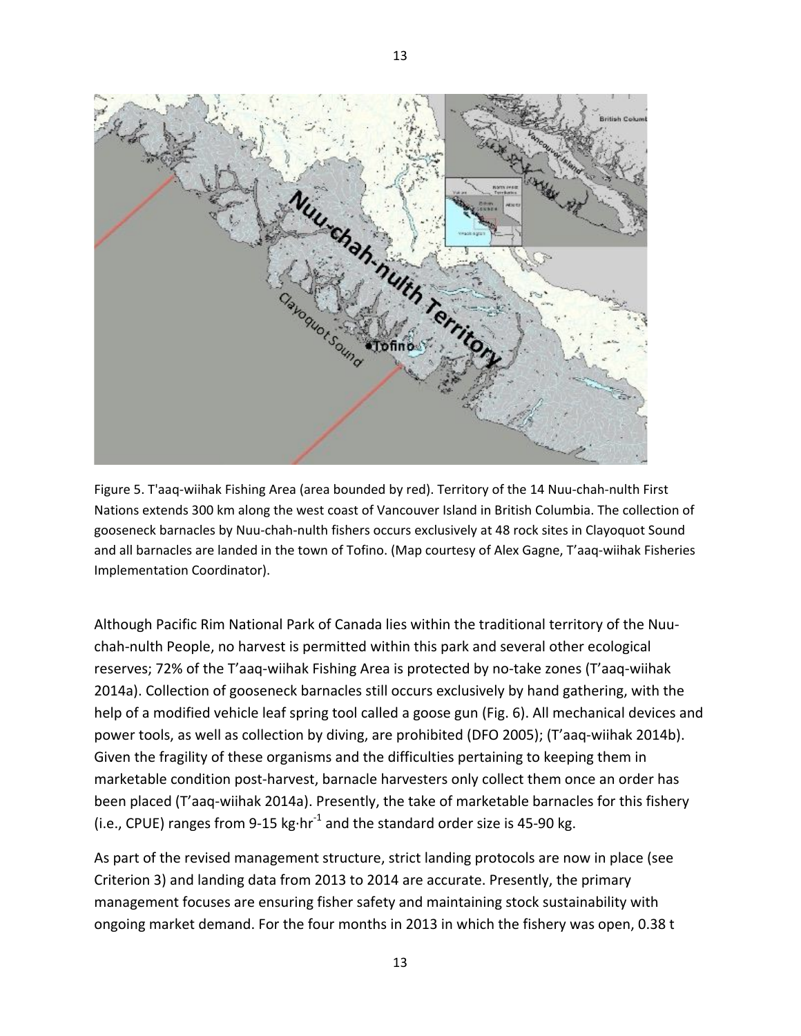Figure 5. T'aaq-wiihak Fishing Area (area bounded by red). Territory of the 14 Nuu-chah-nulth First Nations extends 300 km along the west coast of Vancouver Island in British Columbia. The collection of gooseneck barnacles by Nuu-chah-nulth fishers occurs exclusively at 48 rock sites in Clayoquot Sound and all barnacles are landed in the town of Tofino. (Map courtesy of Alex Gagne, T'aaq-wiihak Fisheries Implementation Coordinator).

Although Pacific Rim National Park of Canada lies within the traditional territory of the Nuu-chah-nulth People, no harvest is permitted within this park and several other ecological reserves; 72% of the T'aaq-wiihak Fishing Area is protected by no-take zones (T'aaq-wiihak 2014a). Collection of gooseneck barnacles still occurs exclusively by hand gathering, with the help of a modified vehicle leaf spring tool called a goose gun (Fig. 6). All mechanical devices and power tools, as well as collection by diving, are prohibited (DFO 2005); (T'aaq-wiihak 2014b). Given the fragility of these organisms and the difficulties pertaining to keeping them in marketable condition post-harvest, barnacle harvesters only collect them once an order has been placed (T'aaq-wiihak 2014a). Presently, the take of marketable barnacles for this fishery (i.e., CPUE) ranges from 9-15 $kg \cdot hr^{-1}$ and the standard order size is 45-90 kg.

As part of the revised management structure, strict landing protocols are now in place (see Criterion 3) and landing data from 2013 to 2014 are accurate. Presently, the primary management focuses are ensuring fisher safety and maintaining stock sustainability with ongoing market demand. For the four months in 2013 in which the fishery was open, 0.38 t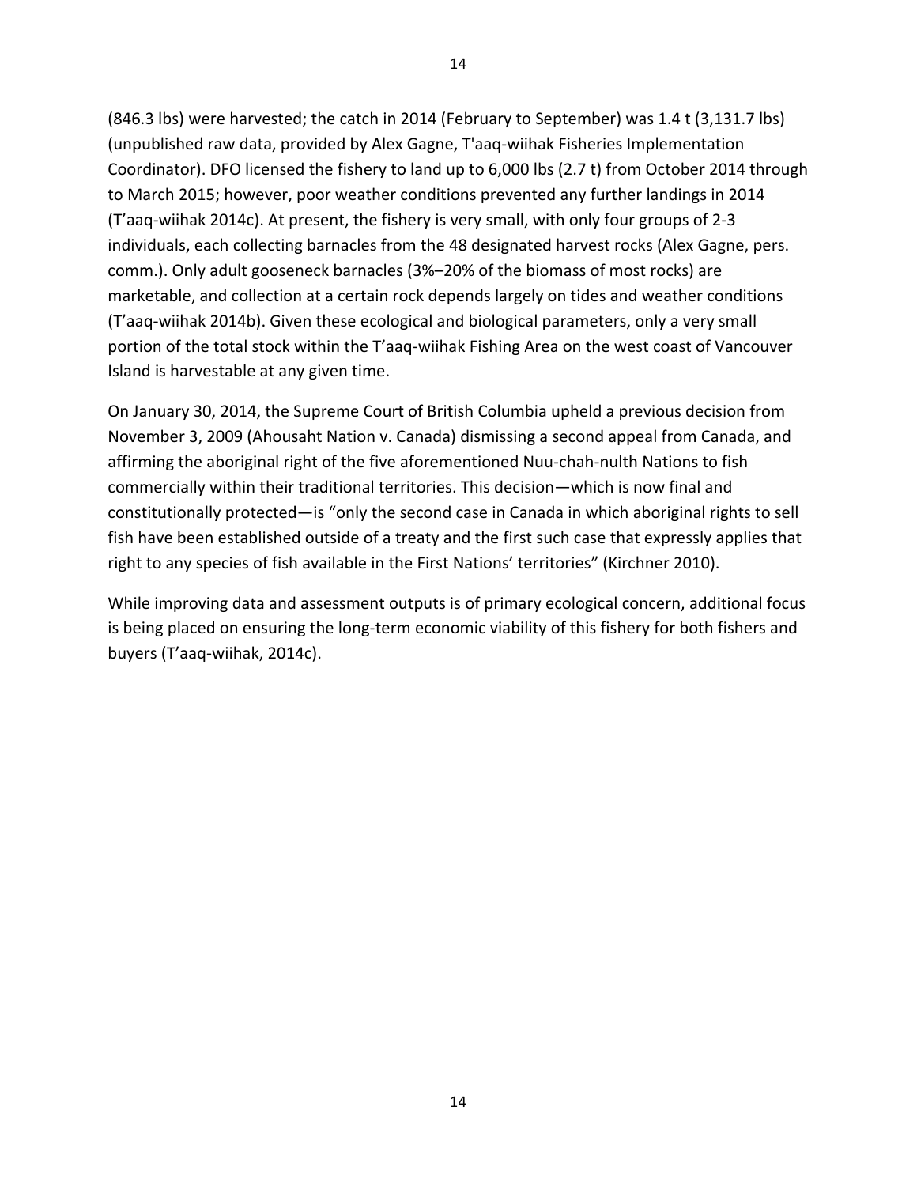(846.3 lbs) were harvested; the catch in 2014 (February to September) was 1.4 t (3,131.7 lbs) (unpublished raw data, provided by Alex Gagne, T'aaq-wiihak Fisheries Implementation Coordinator). DFO licensed the fishery to land up to 6,000 lbs (2.7 t) from October 2014 through to March 2015; however, poor weather conditions prevented any further landings in 2014 (T'aaq-wiihak 2014c). At present, the fishery is very small, with only four groups of 2-3 individuals, each collecting barnacles from the 48 designated harvest rocks (Alex Gagne, pers. comm.). Only adult gooseneck barnacles (3%–20% of the biomass of most rocks) are marketable, and collection at a certain rock depends largely on tides and weather conditions (T'aaq-wiihak 2014b). Given these ecological and biological parameters, only a very small portion of the total stock within the T'aaq-wiihak Fishing Area on the west coast of Vancouver Island is harvestable at any given time.

On January 30, 2014, the Supreme Court of British Columbia upheld a previous decision from November 3, 2009 (Ahousaht Nation v. Canada) dismissing a second appeal from Canada, and affirming the aboriginal right of the five aforementioned Nuu-chah-nulth Nations to fish commercially within their traditional territories. This decision—which is now final and constitutionally protected—is "only the second case in Canada in which aboriginal rights to sell fish have been established outside of a treaty and the first such case that expressly applies that right to any species of fish available in the First Nations' territories" (Kirchner 2010).

While improving data and assessment outputs is of primary ecological concern, additional focus is being placed on ensuring the long-term economic viability of this fishery for both fishers and buyers (T'aaq-wiihak, 2014c).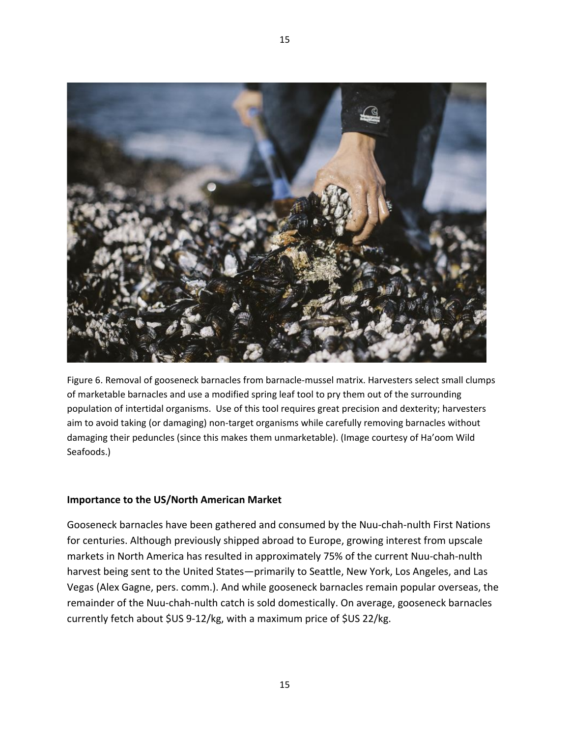Figure 6. Removal of gooseneck barnacles from barnacle-mussel matrix. Harvesters select small clumps of marketable barnacles and use a modified spring leaf tool to pry them out of the surrounding population of intertidal organisms. Use of this tool requires great precision and dexterity; harvesters aim to avoid taking (or damaging) non-target organisms while carefully removing barnacles without damaging their peduncles (since this makes them unmarketable). (Image courtesy of Ha'oom Wild Seafoods.)

**Importance to the US/North American Market**

Gooseneck barnacles have been gathered and consumed by the Nuu-chah-nulth First Nations for centuries. Although previously shipped abroad to Europe, growing interest from upscale markets in North America has resulted in approximately 75% of the current Nuu-chah-nulth harvest being sent to the United States—primarily to Seattle, New York, Los Angeles, and Las Vegas (Alex Gagne, pers. comm.). And while gooseneck barnacles remain popular overseas, the remainder of the Nuu-chah-nulth catch is sold domestically. On average, gooseneck barnacles currently fetch about $US 9-12/kg, with a maximum price of $US 22/kg.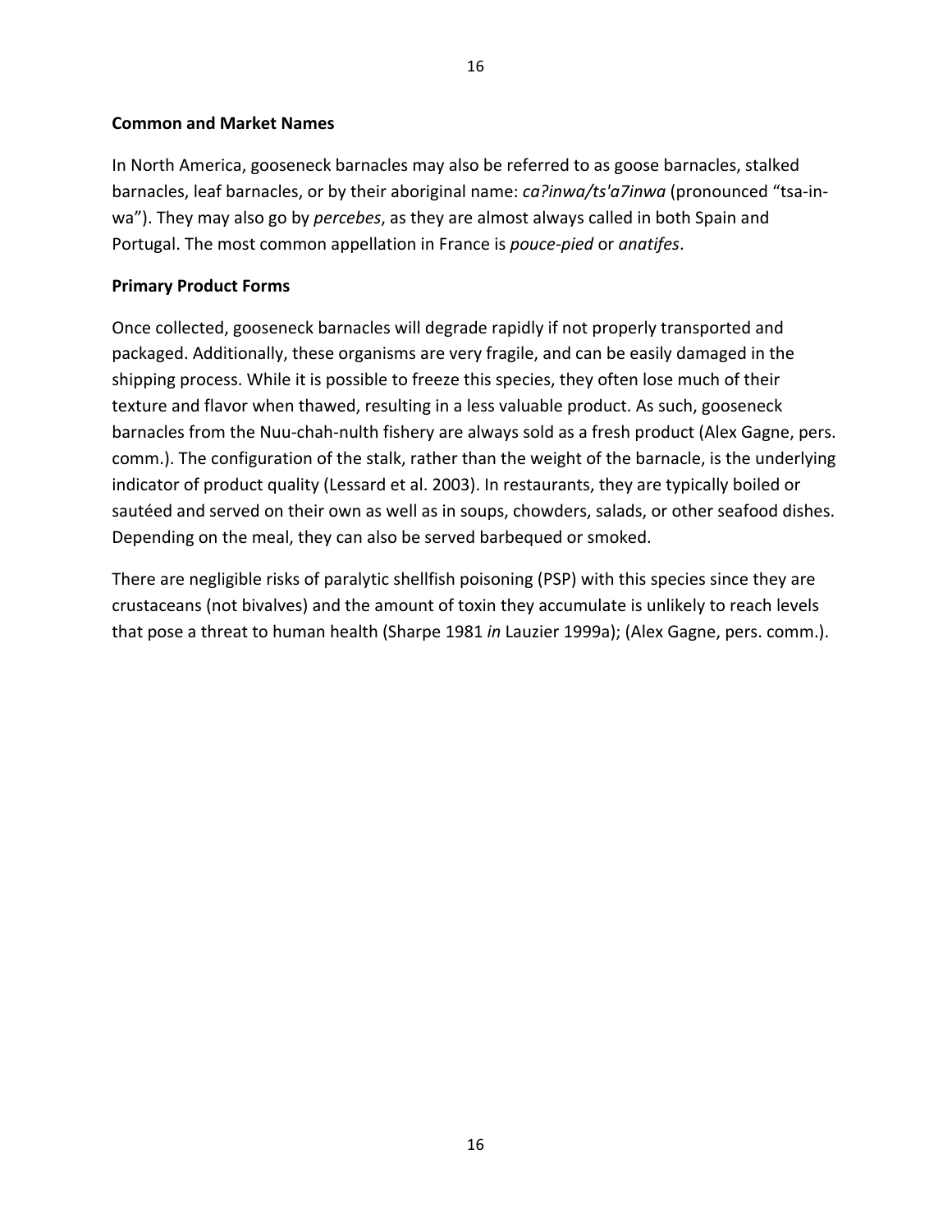## Common and Market Names

In North America, gooseneck barnacles may also be referred to as goose barnacles, stalked barnacles, leaf barnacles, or by their aboriginal name: *ca?inwa/ts'a7inwa* (pronounced "tsa-in-wa"). They may also go by *percebes*, as they are almost always called in both Spain and Portugal. The most common appellation in France is *pouce-pied* or *anatifes*.

## Primary Product Forms

Once collected, gooseneck barnacles will degrade rapidly if not properly transported and packaged. Additionally, these organisms are very fragile, and can be easily damaged in the shipping process. While it is possible to freeze this species, they often lose much of their texture and flavor when thawed, resulting in a less valuable product. As such, gooseneck barnacles from the Nuu-chah-nulth fishery are always sold as a fresh product (Alex Gagne, pers. comm.). The configuration of the stalk, rather than the weight of the barnacle, is the underlying indicator of product quality (Lessard et al. 2003). In restaurants, they are typically boiled or sautéed and served on their own as well as in soups, chowders, salads, or other seafood dishes. Depending on the meal, they can also be served barbequed or smoked.

There are negligible risks of paralytic shellfish poisoning (PSP) with this species since they are crustaceans (not bivalves) and the amount of toxin they accumulate is unlikely to reach levels that pose a threat to human health (Sharpe 1981 *in* Lauzier 1999a); (Alex Gagne, pers. comm.).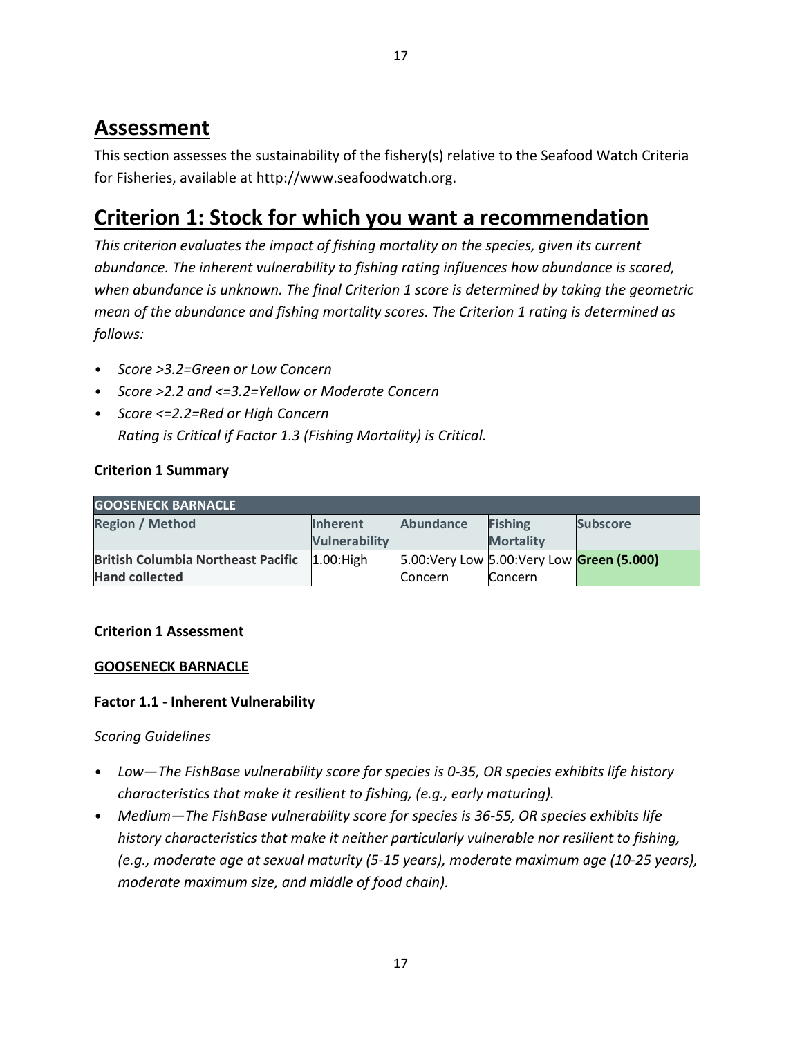# Assessment

This section assesses the sustainability of the fishery(s) relative to the Seafood Watch Criteria for Fisheries, available at http://www.seafoodwatch.org.

# Criterion 1: Stock for which you want a recommendation

*This criterion evaluates the impact of fishing mortality on the species, given its current abundance. The inherent vulnerability to fishing rating influences how abundance is scored, when abundance is unknown. The final Criterion 1 score is determined by taking the geometric mean of the abundance and fishing mortality scores. The Criterion 1 rating is determined as follows:*

- *Score >3.2=Green or Low Concern*
- *Score >2.2 and <=3.2=Yellow or Moderate Concern*
- *Score <=2.2=Red or High Concern*
  *Rating is Critical if Factor 1.3 (Fishing Mortality) is Critical.*

**Criterion 1 Summary**

| GOOSENECK BARNACLE | | | | |
|---|---|---|---|---|
| **Region / Method** | **Inherent Vulnerability** | **Abundance** | **Fishing Mortality** | **Subscore** |
| **British Columbia Northeast Pacific Hand collected** | 1.00:High | 5.00:Very Low Concern | 5.00:Very Low Concern | **Green (5.000)** |

**Criterion 1 Assessment**

**GOOSENECK BARNACLE**

**Factor 1.1 - Inherent Vulnerability**

*Scoring Guidelines*

- *Low—The FishBase vulnerability score for species is 0-35, OR species exhibits life history characteristics that make it resilient to fishing, (e.g., early maturing).*
- *Medium—The FishBase vulnerability score for species is 36-55, OR species exhibits life history characteristics that make it neither particularly vulnerable nor resilient to fishing, (e.g., moderate age at sexual maturity (5-15 years), moderate maximum age (10-25 years), moderate maximum size, and middle of food chain).*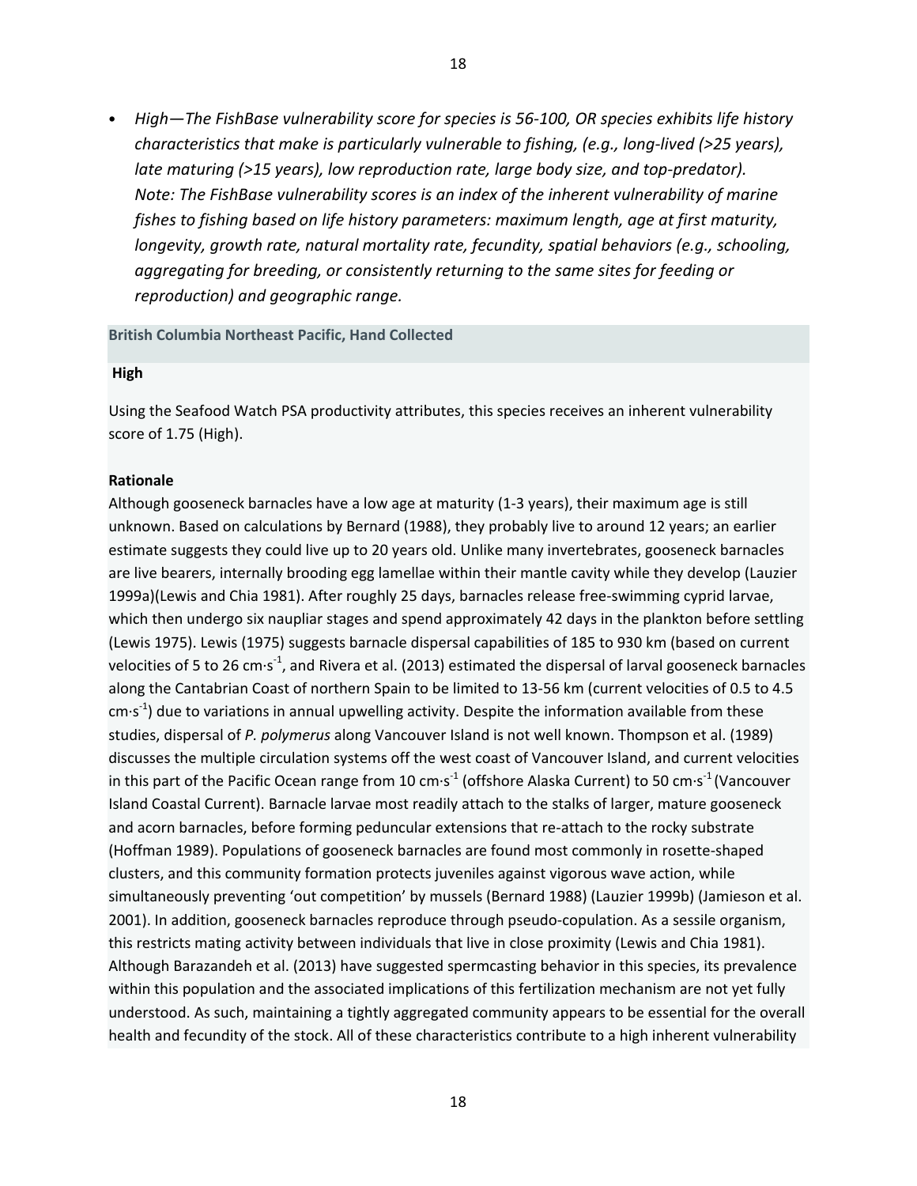- *High—The FishBase vulnerability score for species is 56-100, OR species exhibits life history characteristics that make is particularly vulnerable to fishing, (e.g., long-lived (>25 years), late maturing (>15 years), low reproduction rate, large body size, and top-predator). Note: The FishBase vulnerability scores is an index of the inherent vulnerability of marine fishes to fishing based on life history parameters: maximum length, age at first maturity, longevity, growth rate, natural mortality rate, fecundity, spatial behaviors (e.g., schooling, aggregating for breeding, or consistently returning to the same sites for feeding or reproduction) and geographic range.*

**British Columbia Northeast Pacific, Hand Collected**

**High**

Using the Seafood Watch PSA productivity attributes, this species receives an inherent vulnerability score of 1.75 (High).

**Rationale**

Although gooseneck barnacles have a low age at maturity (1-3 years), their maximum age is still unknown. Based on calculations by Bernard (1988), they probably live to around 12 years; an earlier estimate suggests they could live up to 20 years old. Unlike many invertebrates, gooseneck barnacles are live bearers, internally brooding egg lamellae within their mantle cavity while they develop (Lauzier 1999a)(Lewis and Chia 1981). After roughly 25 days, barnacles release free-swimming cyprid larvae, which then undergo six naupliar stages and spend approximately 42 days in the plankton before settling (Lewis 1975). Lewis (1975) suggests barnacle dispersal capabilities of 185 to 930 km (based on current velocities of 5 to 26 $cm \cdot s^{-1}$, and Rivera et al. (2013) estimated the dispersal of larval gooseneck barnacles along the Cantabrian Coast of northern Spain to be limited to 13-56 km (current velocities of 0.5 to 4.5 $cm \cdot s^{-1}$) due to variations in annual upwelling activity. Despite the information available from these studies, dispersal of *P. polymerus* along Vancouver Island is not well known. Thompson et al. (1989) discusses the multiple circulation systems off the west coast of Vancouver Island, and current velocities in this part of the Pacific Ocean range from 10 $cm \cdot s^{-1}$ (offshore Alaska Current) to 50 $cm \cdot s^{-1}$ (Vancouver Island Coastal Current). Barnacle larvae most readily attach to the stalks of larger, mature gooseneck and acorn barnacles, before forming peduncular extensions that re-attach to the rocky substrate (Hoffman 1989). Populations of gooseneck barnacles are found most commonly in rosette-shaped clusters, and this community formation protects juveniles against vigorous wave action, while simultaneously preventing 'out competition' by mussels (Bernard 1988) (Lauzier 1999b) (Jamieson et al. 2001). In addition, gooseneck barnacles reproduce through pseudo-copulation. As a sessile organism, this restricts mating activity between individuals that live in close proximity (Lewis and Chia 1981). Although Barazandeh et al. (2013) have suggested spermcasting behavior in this species, its prevalence within this population and the associated implications of this fertilization mechanism are not yet fully understood. As such, maintaining a tightly aggregated community appears to be essential for the overall health and fecundity of the stock. All of these characteristics contribute to a high inherent vulnerability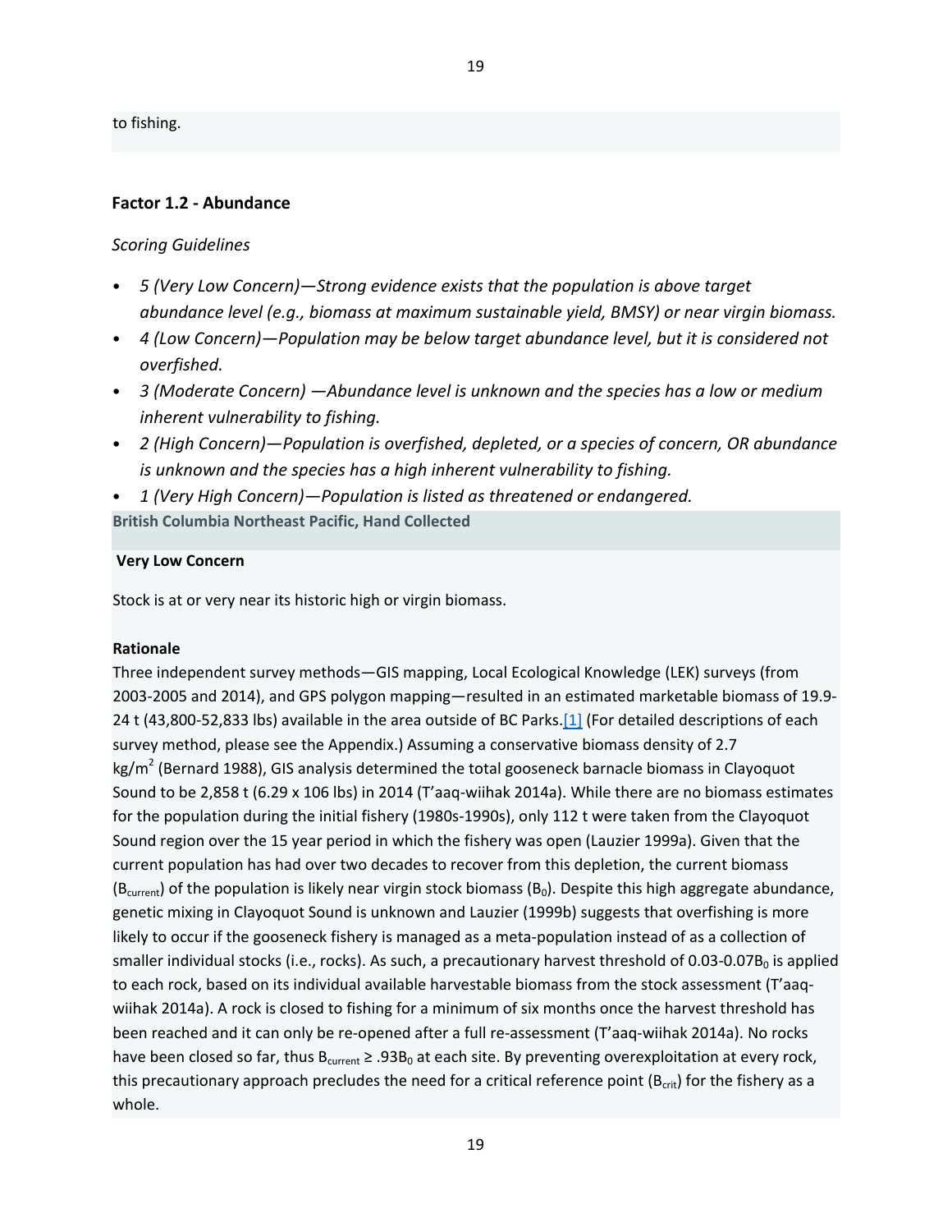to fishing.

### Factor 1.2 - Abundance

*Scoring Guidelines*

- *5 (Very Low Concern)—Strong evidence exists that the population is above target abundance level (e.g., biomass at maximum sustainable yield, BMSY) or near virgin biomass.*
- *4 (Low Concern)—Population may be below target abundance level, but it is considered not overfished.*
- *3 (Moderate Concern) —Abundance level is unknown and the species has a low or medium inherent vulnerability to fishing.*
- *2 (High Concern)—Population is overfished, depleted, or a species of concern, OR abundance is unknown and the species has a high inherent vulnerability to fishing.*
- *1 (Very High Concern)—Population is listed as threatened or endangered.*

**British Columbia Northeast Pacific, Hand Collected**

**Very Low Concern**

Stock is at or very near its historic high or virgin biomass.

**Rationale**

Three independent survey methods—GIS mapping, Local Ecological Knowledge (LEK) surveys (from 2003-2005 and 2014), and GPS polygon mapping—resulted in an estimated marketable biomass of 19.9-24 t (43,800-52,833 lbs) available in the area outside of BC Parks.[1] (For detailed descriptions of each survey method, please see the Appendix.) Assuming a conservative biomass density of 2.7 $kg/m^2$ (Bernard 1988), GIS analysis determined the total gooseneck barnacle biomass in Clayoquot Sound to be 2,858 t (6.29 x 106 lbs) in 2014 (T'aaq-wiihak 2014a). While there are no biomass estimates for the population during the initial fishery (1980s-1990s), only 112 t were taken from the Clayoquot Sound region over the 15 year period in which the fishery was open (Lauzier 1999a). Given that the current population has had over two decades to recover from this depletion, the current biomass ($B_{current}$) of the population is likely near virgin stock biomass ($B_0$). Despite this high aggregate abundance, genetic mixing in Clayoquot Sound is unknown and Lauzier (1999b) suggests that overfishing is more likely to occur if the gooseneck fishery is managed as a meta-population instead of as a collection of smaller individual stocks (i.e., rocks). As such, a precautionary harvest threshold of $0.03\text{-}0.07B_0$ is applied to each rock, based on its individual available harvestable biomass from the stock assessment (T'aaq-wiihak 2014a). A rock is closed to fishing for a minimum of six months once the harvest threshold has been reached and it can only be re-opened after a full re-assessment (T'aaq-wiihak 2014a). No rocks have been closed so far, thus $B_{current} \geq .93B_0$ at each site. By preventing overexploitation at every rock, this precautionary approach precludes the need for a critical reference point ($B_{crit}$) for the fishery as a whole.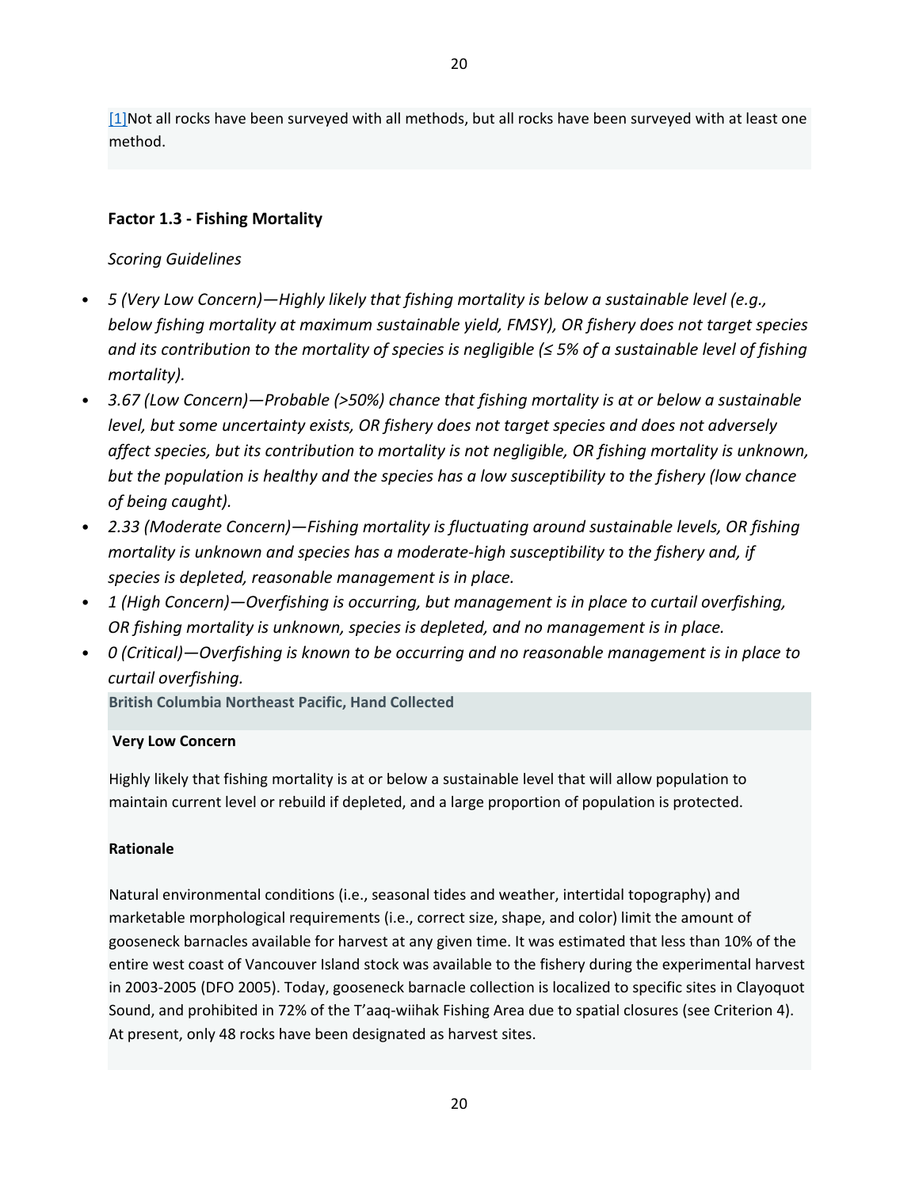[1]Not all rocks have been surveyed with all methods, but all rocks have been surveyed with at least one method.

### Factor 1.3 - Fishing Mortality

*Scoring Guidelines*

- *5 (Very Low Concern)—Highly likely that fishing mortality is below a sustainable level (e.g., below fishing mortality at maximum sustainable yield, FMSY), OR fishery does not target species and its contribution to the mortality of species is negligible (≤ 5% of a sustainable level of fishing mortality).*
- *3.67 (Low Concern)—Probable (>50%) chance that fishing mortality is at or below a sustainable level, but some uncertainty exists, OR fishery does not target species and does not adversely affect species, but its contribution to mortality is not negligible, OR fishing mortality is unknown, but the population is healthy and the species has a low susceptibility to the fishery (low chance of being caught).*
- *2.33 (Moderate Concern)—Fishing mortality is fluctuating around sustainable levels, OR fishing mortality is unknown and species has a moderate-high susceptibility to the fishery and, if species is depleted, reasonable management is in place.*
- *1 (High Concern)—Overfishing is occurring, but management is in place to curtail overfishing, OR fishing mortality is unknown, species is depleted, and no management is in place.*
- *0 (Critical)—Overfishing is known to be occurring and no reasonable management is in place to curtail overfishing.*

**British Columbia Northeast Pacific, Hand Collected**

**Very Low Concern**

Highly likely that fishing mortality is at or below a sustainable level that will allow population to maintain current level or rebuild if depleted, and a large proportion of population is protected.

**Rationale**

Natural environmental conditions (i.e., seasonal tides and weather, intertidal topography) and marketable morphological requirements (i.e., correct size, shape, and color) limit the amount of gooseneck barnacles available for harvest at any given time. It was estimated that less than 10% of the entire west coast of Vancouver Island stock was available to the fishery during the experimental harvest in 2003-2005 (DFO 2005). Today, gooseneck barnacle collection is localized to specific sites in Clayoquot Sound, and prohibited in 72% of the T'aaq-wiihak Fishing Area due to spatial closures (see Criterion 4). At present, only 48 rocks have been designated as harvest sites.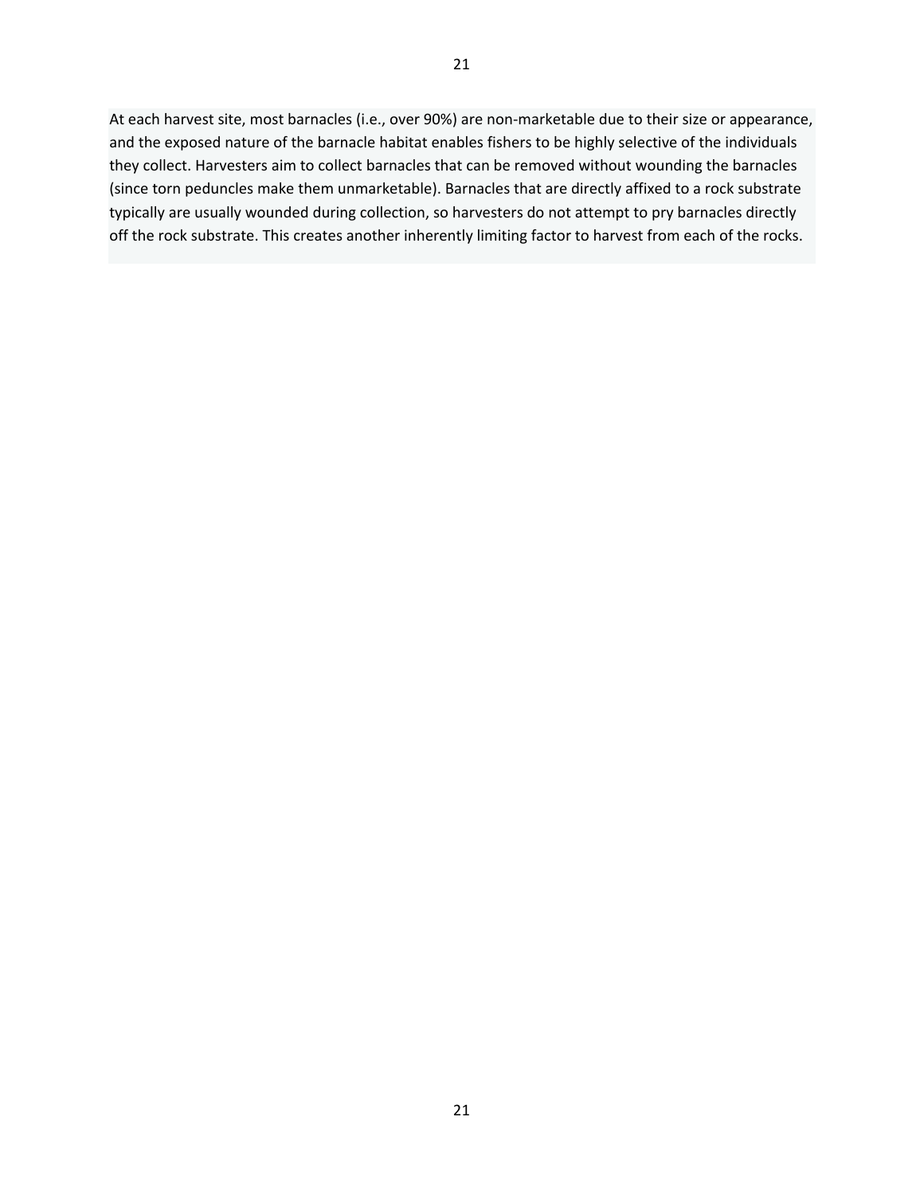At each harvest site, most barnacles (i.e., over 90%) are non-marketable due to their size or appearance, and the exposed nature of the barnacle habitat enables fishers to be highly selective of the individuals they collect. Harvesters aim to collect barnacles that can be removed without wounding the barnacles (since torn peduncles make them unmarketable). Barnacles that are directly affixed to a rock substrate typically are usually wounded during collection, so harvesters do not attempt to pry barnacles directly off the rock substrate. This creates another inherently limiting factor to harvest from each of the rocks.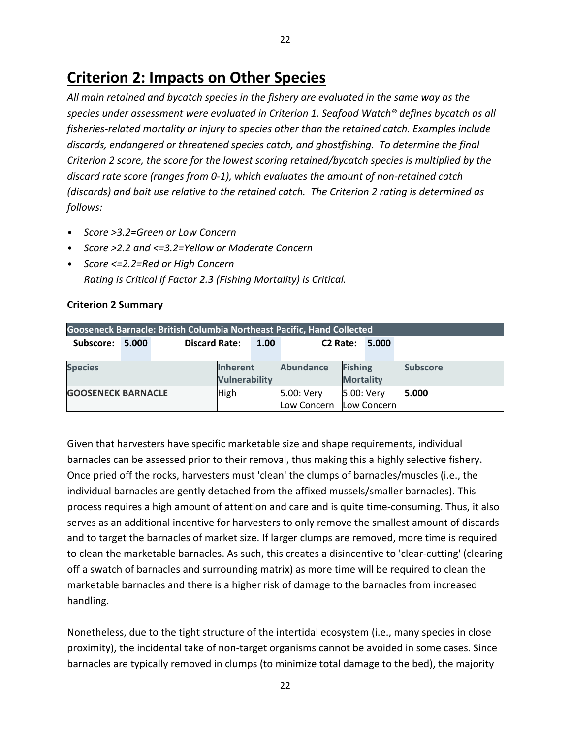## Criterion 2: Impacts on Other Species

*All main retained and bycatch species in the fishery are evaluated in the same way as the species under assessment were evaluated in Criterion 1. Seafood Watch® defines bycatch as all fisheries-related mortality or injury to species other than the retained catch. Examples include discards, endangered or threatened species catch, and ghostfishing. To determine the final Criterion 2 score, the score for the lowest scoring retained/bycatch species is multiplied by the discard rate score (ranges from 0-1), which evaluates the amount of non-retained catch (discards) and bait use relative to the retained catch. The Criterion 2 rating is determined as follows:*

- *Score >3.2=Green or Low Concern*
- *Score >2.2 and <=3.2=Yellow or Moderate Concern*
- *Score <=2.2=Red or High Concern*
  *Rating is Critical if Factor 2.3 (Fishing Mortality) is Critical.*

### Criterion 2 Summary

**Gooseneck Barnacle: British Columbia Northeast Pacific, Hand Collected**

**Subscore:** 5.000 | **Discard Rate:** 1.00 | **C2 Rate:** 5.000

| Species | Inherent Vulnerability | Abundance | Fishing Mortality | Subscore |
|---|---|---|---|---|
| GOOSENECK BARNACLE | High | 5.00: Very Low Concern | 5.00: Very Low Concern | **5.000** |

Given that harvesters have specific marketable size and shape requirements, individual barnacles can be assessed prior to their removal, thus making this a highly selective fishery. Once pried off the rocks, harvesters must 'clean' the clumps of barnacles/muscles (i.e., the individual barnacles are gently detached from the affixed mussels/smaller barnacles). This process requires a high amount of attention and care and is quite time-consuming. Thus, it also serves as an additional incentive for harvesters to only remove the smallest amount of discards and to target the barnacles of market size. If larger clumps are removed, more time is required to clean the marketable barnacles. As such, this creates a disincentive to 'clear-cutting' (clearing off a swatch of barnacles and surrounding matrix) as more time will be required to clean the marketable barnacles and there is a higher risk of damage to the barnacles from increased handling.

Nonetheless, due to the tight structure of the intertidal ecosystem (i.e., many species in close proximity), the incidental take of non-target organisms cannot be avoided in some cases. Since barnacles are typically removed in clumps (to minimize total damage to the bed), the majority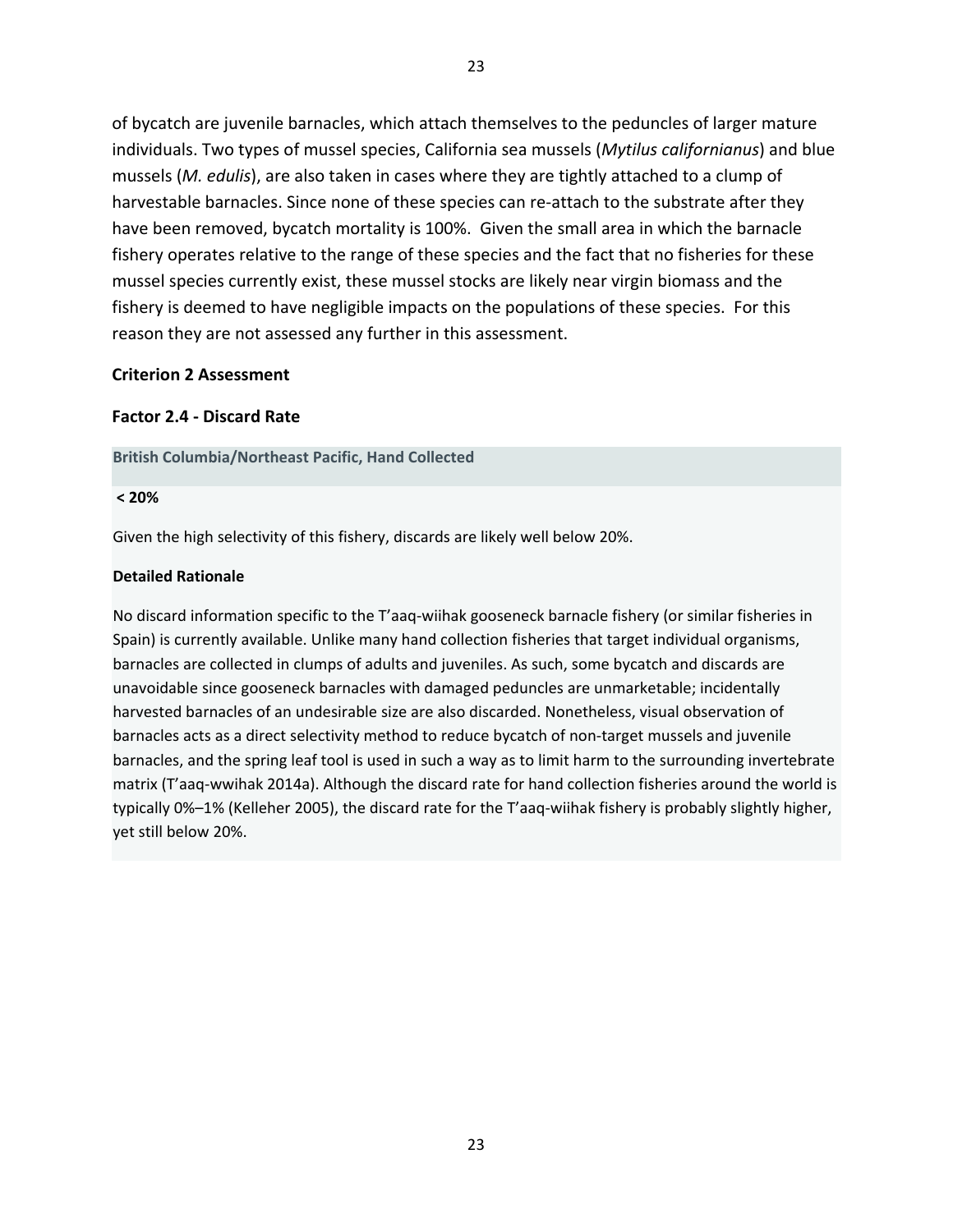of bycatch are juvenile barnacles, which attach themselves to the peduncles of larger mature individuals. Two types of mussel species, California sea mussels (*Mytilus californianus*) and blue mussels (*M. edulis*), are also taken in cases where they are tightly attached to a clump of harvestable barnacles. Since none of these species can re-attach to the substrate after they have been removed, bycatch mortality is 100%. Given the small area in which the barnacle fishery operates relative to the range of these species and the fact that no fisheries for these mussel species currently exist, these mussel stocks are likely near virgin biomass and the fishery is deemed to have negligible impacts on the populations of these species. For this reason they are not assessed any further in this assessment.

### Criterion 2 Assessment

### Factor 2.4 - Discard Rate

**British Columbia/Northeast Pacific, Hand Collected**

**< 20%**

Given the high selectivity of this fishery, discards are likely well below 20%.

**Detailed Rationale**

No discard information specific to the T'aaq-wiihak gooseneck barnacle fishery (or similar fisheries in Spain) is currently available. Unlike many hand collection fisheries that target individual organisms, barnacles are collected in clumps of adults and juveniles. As such, some bycatch and discards are unavoidable since gooseneck barnacles with damaged peduncles are unmarketable; incidentally harvested barnacles of an undesirable size are also discarded. Nonetheless, visual observation of barnacles acts as a direct selectivity method to reduce bycatch of non-target mussels and juvenile barnacles, and the spring leaf tool is used in such a way as to limit harm to the surrounding invertebrate matrix (T'aaq-wwihak 2014a). Although the discard rate for hand collection fisheries around the world is typically 0%–1% (Kelleher 2005), the discard rate for the T'aaq-wiihak fishery is probably slightly higher, yet still below 20%.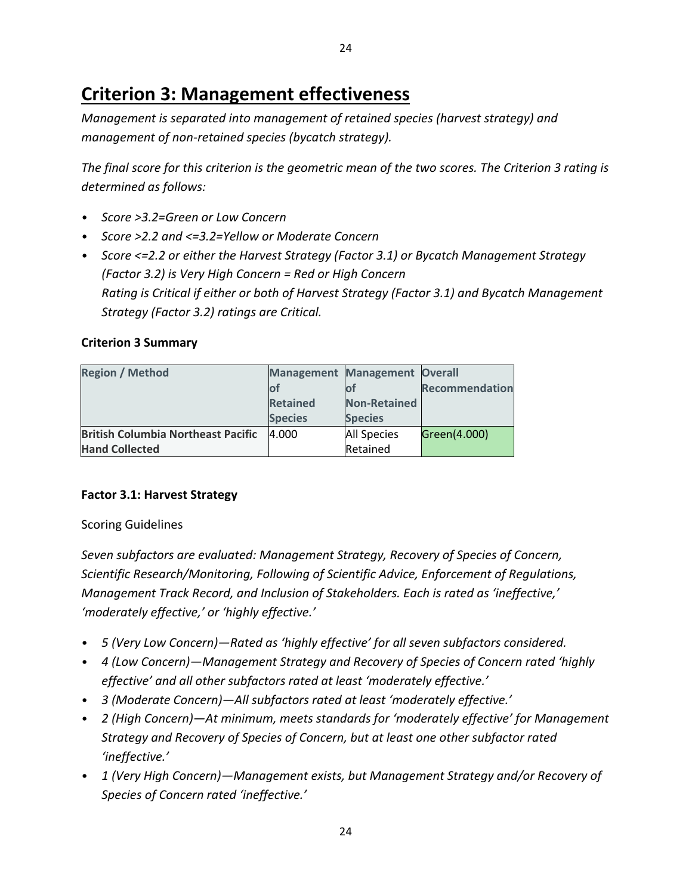# Criterion 3: Management effectiveness

*Management is separated into management of retained species (harvest strategy) and management of non-retained species (bycatch strategy).*

*The final score for this criterion is the geometric mean of the two scores. The Criterion 3 rating is determined as follows:*

- *Score >3.2=Green or Low Concern*
- *Score >2.2 and <=3.2=Yellow or Moderate Concern*
- *Score <=2.2 or either the Harvest Strategy (Factor 3.1) or Bycatch Management Strategy (Factor 3.2) is Very High Concern = Red or High Concern*
  *Rating is Critical if either or both of Harvest Strategy (Factor 3.1) and Bycatch Management Strategy (Factor 3.2) ratings are Critical.*

**Criterion 3 Summary**

| Region / Method | Management of Retained Species | Management of Non-Retained Species | Overall Recommendation |
| --- | --- | --- | --- |
| **British Columbia Northeast Pacific Hand Collected** | 4.000 | All Species Retained | Green(4.000) |

**Factor 3.1: Harvest Strategy**

Scoring Guidelines

*Seven subfactors are evaluated: Management Strategy, Recovery of Species of Concern, Scientific Research/Monitoring, Following of Scientific Advice, Enforcement of Regulations, Management Track Record, and Inclusion of Stakeholders. Each is rated as 'ineffective,' 'moderately effective,' or 'highly effective.'*

- *5 (Very Low Concern)—Rated as 'highly effective' for all seven subfactors considered.*
- *4 (Low Concern)—Management Strategy and Recovery of Species of Concern rated 'highly effective' and all other subfactors rated at least 'moderately effective.'*
- *3 (Moderate Concern)—All subfactors rated at least 'moderately effective.'*
- *2 (High Concern)—At minimum, meets standards for 'moderately effective' for Management Strategy and Recovery of Species of Concern, but at least one other subfactor rated 'ineffective.'*
- *1 (Very High Concern)—Management exists, but Management Strategy and/or Recovery of Species of Concern rated 'ineffective.'*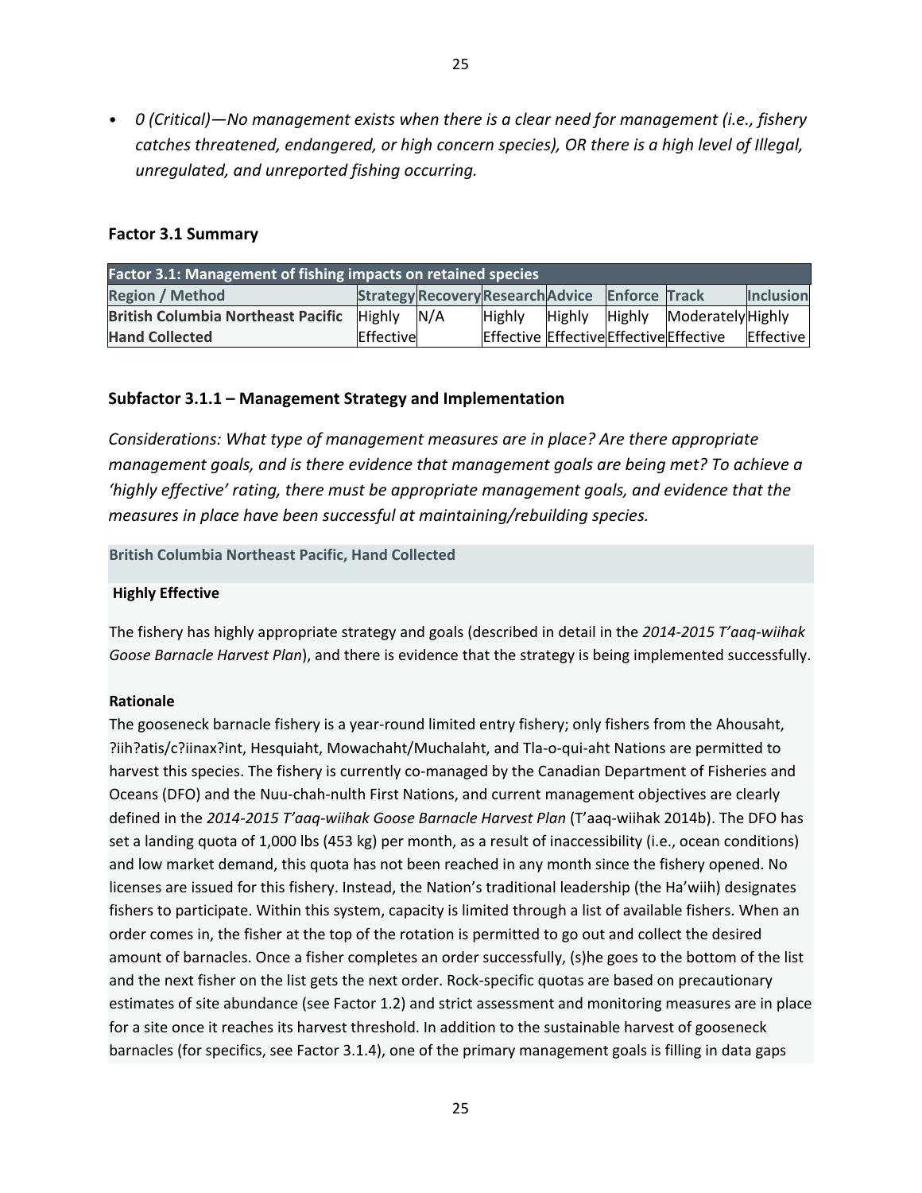- *0 (Critical)—No management exists when there is a clear need for management (i.e., fishery catches threatened, endangered, or high concern species), OR there is a high level of Illegal, unregulated, and unreported fishing occurring.*

### Factor 3.1 Summary

| Factor 3.1: Management of fishing impacts on retained species | | | | | | | |
|---|---|---|---|---|---|---|---|
| Region / Method | Strategy | Recovery | Research | Advice | Enforce | Track | Inclusion |
| British Columbia Northeast Pacific Hand Collected | Highly Effective | N/A | Highly Effective | Highly Effective | Highly Effective | Moderately Effective | Highly Effective |

### Subfactor 3.1.1 – Management Strategy and Implementation

*Considerations: What type of management measures are in place? Are there appropriate management goals, and is there evidence that management goals are being met? To achieve a 'highly effective' rating, there must be appropriate management goals, and evidence that the measures in place have been successful at maintaining/rebuilding species.*

**British Columbia Northeast Pacific, Hand Collected**

**Highly Effective**

The fishery has highly appropriate strategy and goals (described in detail in the *2014-2015 T'aaq-wiihak Goose Barnacle Harvest Plan*), and there is evidence that the strategy is being implemented successfully.

**Rationale**

The gooseneck barnacle fishery is a year-round limited entry fishery; only fishers from the Ahousaht, ?iih?atis/c?iinax?int, Hesquiaht, Mowachaht/Muchalaht, and Tla-o-qui-aht Nations are permitted to harvest this species. The fishery is currently co-managed by the Canadian Department of Fisheries and Oceans (DFO) and the Nuu-chah-nulth First Nations, and current management objectives are clearly defined in the *2014-2015 T'aaq-wiihak Goose Barnacle Harvest Plan* (T'aaq-wiihak 2014b). The DFO has set a landing quota of 1,000 lbs (453 kg) per month, as a result of inaccessibility (i.e., ocean conditions) and low market demand, this quota has not been reached in any month since the fishery opened. No licenses are issued for this fishery. Instead, the Nation's traditional leadership (the Ha'wiih) designates fishers to participate. Within this system, capacity is limited through a list of available fishers. When an order comes in, the fisher at the top of the rotation is permitted to go out and collect the desired amount of barnacles. Once a fisher completes an order successfully, (s)he goes to the bottom of the list and the next fisher on the list gets the next order. Rock-specific quotas are based on precautionary estimates of site abundance (see Factor 1.2) and strict assessment and monitoring measures are in place for a site once it reaches its harvest threshold. In addition to the sustainable harvest of gooseneck barnacles (for specifics, see Factor 3.1.4), one of the primary management goals is filling in data gaps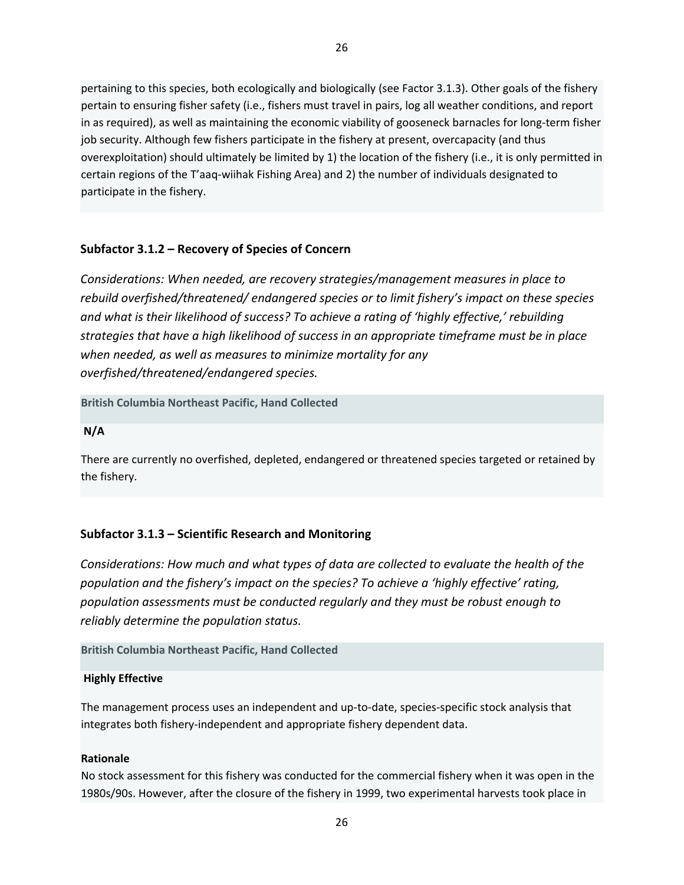pertaining to this species, both ecologically and biologically (see Factor 3.1.3). Other goals of the fishery pertain to ensuring fisher safety (i.e., fishers must travel in pairs, log all weather conditions, and report in as required), as well as maintaining the economic viability of gooseneck barnacles for long-term fisher job security. Although few fishers participate in the fishery at present, overcapacity (and thus overexploitation) should ultimately be limited by 1) the location of the fishery (i.e., it is only permitted in certain regions of the T'aaq-wiihak Fishing Area) and 2) the number of individuals designated to participate in the fishery.

### Subfactor 3.1.2 – Recovery of Species of Concern

*Considerations: When needed, are recovery strategies/management measures in place to rebuild overfished/threatened/ endangered species or to limit fishery's impact on these species and what is their likelihood of success? To achieve a rating of 'highly effective,' rebuilding strategies that have a high likelihood of success in an appropriate timeframe must be in place when needed, as well as measures to minimize mortality for any overfished/threatened/endangered species.*

**British Columbia Northeast Pacific, Hand Collected**

**N/A**

There are currently no overfished, depleted, endangered or threatened species targeted or retained by the fishery.

### Subfactor 3.1.3 – Scientific Research and Monitoring

*Considerations: How much and what types of data are collected to evaluate the health of the population and the fishery's impact on the species? To achieve a 'highly effective' rating, population assessments must be conducted regularly and they must be robust enough to reliably determine the population status.*

**British Columbia Northeast Pacific, Hand Collected**

**Highly Effective**

The management process uses an independent and up-to-date, species-specific stock analysis that integrates both fishery-independent and appropriate fishery dependent data.

**Rationale**

No stock assessment for this fishery was conducted for the commercial fishery when it was open in the 1980s/90s. However, after the closure of the fishery in 1999, two experimental harvests took place in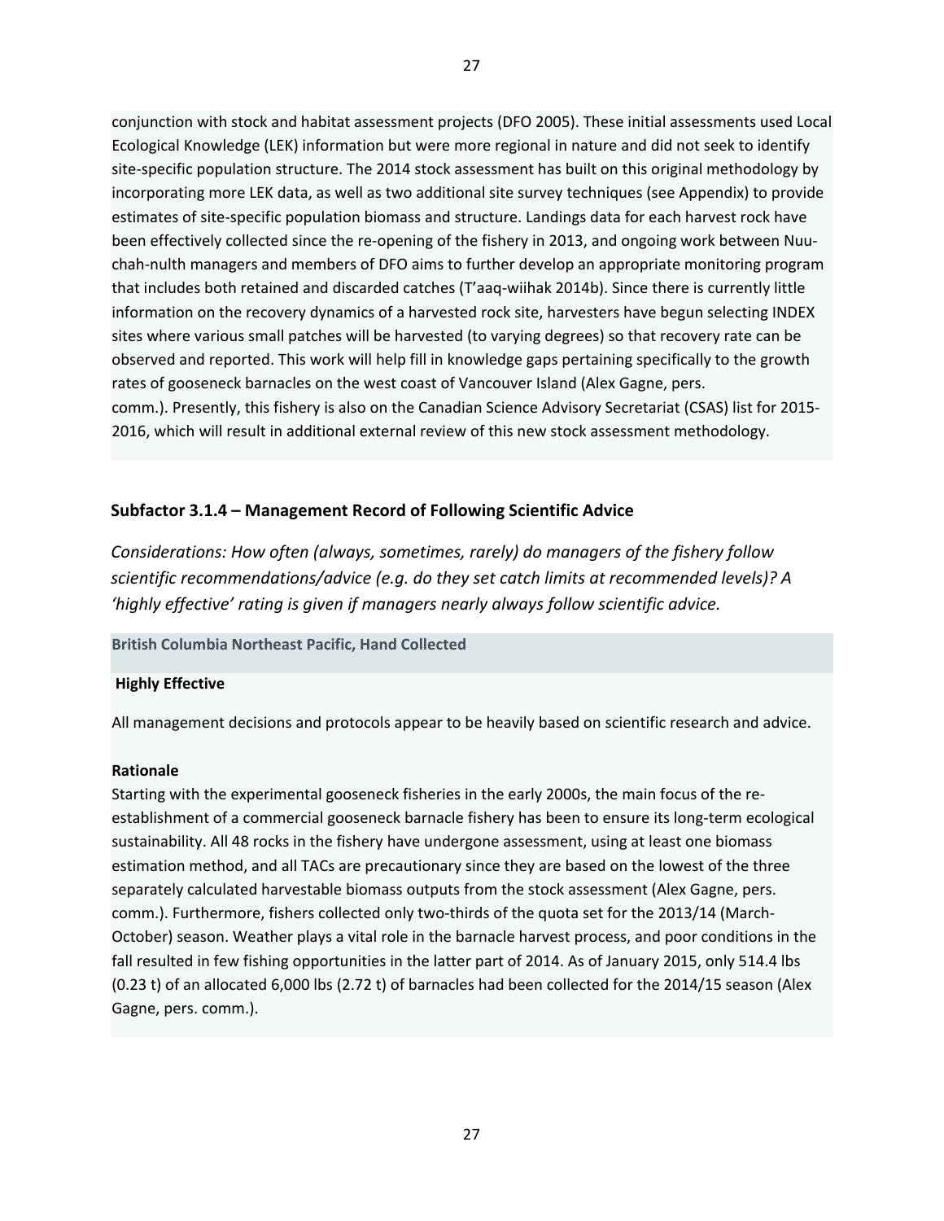conjunction with stock and habitat assessment projects (DFO 2005). These initial assessments used Local Ecological Knowledge (LEK) information but were more regional in nature and did not seek to identify site-specific population structure. The 2014 stock assessment has built on this original methodology by incorporating more LEK data, as well as two additional site survey techniques (see Appendix) to provide estimates of site-specific population biomass and structure. Landings data for each harvest rock have been effectively collected since the re-opening of the fishery in 2013, and ongoing work between Nuu-chah-nulth managers and members of DFO aims to further develop an appropriate monitoring program that includes both retained and discarded catches (T'aaq-wiihak 2014b). Since there is currently little information on the recovery dynamics of a harvested rock site, harvesters have begun selecting INDEX sites where various small patches will be harvested (to varying degrees) so that recovery rate can be observed and reported. This work will help fill in knowledge gaps pertaining specifically to the growth rates of gooseneck barnacles on the west coast of Vancouver Island (Alex Gagne, pers. comm.). Presently, this fishery is also on the Canadian Science Advisory Secretariat (CSAS) list for 2015-2016, which will result in additional external review of this new stock assessment methodology.

### Subfactor 3.1.4 – Management Record of Following Scientific Advice

*Considerations: How often (always, sometimes, rarely) do managers of the fishery follow scientific recommendations/advice (e.g. do they set catch limits at recommended levels)? A 'highly effective' rating is given if managers nearly always follow scientific advice.*

**British Columbia Northeast Pacific, Hand Collected**

**Highly Effective**

All management decisions and protocols appear to be heavily based on scientific research and advice.

**Rationale**

Starting with the experimental gooseneck fisheries in the early 2000s, the main focus of the re-establishment of a commercial gooseneck barnacle fishery has been to ensure its long-term ecological sustainability. All 48 rocks in the fishery have undergone assessment, using at least one biomass estimation method, and all TACs are precautionary since they are based on the lowest of the three separately calculated harvestable biomass outputs from the stock assessment (Alex Gagne, pers. comm.). Furthermore, fishers collected only two-thirds of the quota set for the 2013/14 (March-October) season. Weather plays a vital role in the barnacle harvest process, and poor conditions in the fall resulted in few fishing opportunities in the latter part of 2014. As of January 2015, only 514.4 lbs (0.23 t) of an allocated 6,000 lbs (2.72 t) of barnacles had been collected for the 2014/15 season (Alex Gagne, pers. comm.).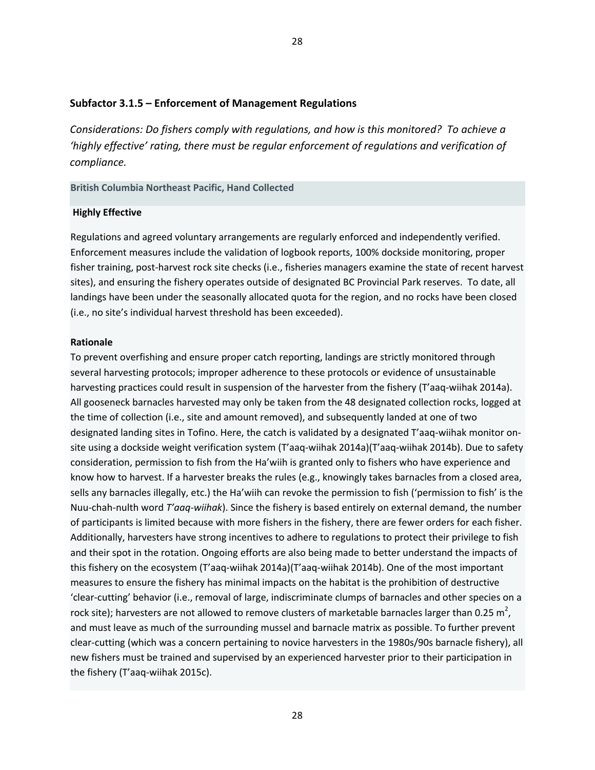### Subfactor 3.1.5 – Enforcement of Management Regulations

*Considerations: Do fishers comply with regulations, and how is this monitored? To achieve a 'highly effective' rating, there must be regular enforcement of regulations and verification of compliance.*

**British Columbia Northeast Pacific, Hand Collected**

**Highly Effective**

Regulations and agreed voluntary arrangements are regularly enforced and independently verified. Enforcement measures include the validation of logbook reports, 100% dockside monitoring, proper fisher training, post-harvest rock site checks (i.e., fisheries managers examine the state of recent harvest sites), and ensuring the fishery operates outside of designated BC Provincial Park reserves. To date, all landings have been under the seasonally allocated quota for the region, and no rocks have been closed (i.e., no site's individual harvest threshold has been exceeded).

**Rationale**

To prevent overfishing and ensure proper catch reporting, landings are strictly monitored through several harvesting protocols; improper adherence to these protocols or evidence of unsustainable harvesting practices could result in suspension of the harvester from the fishery (T'aaq-wiihak 2014a). All gooseneck barnacles harvested may only be taken from the 48 designated collection rocks, logged at the time of collection (i.e., site and amount removed), and subsequently landed at one of two designated landing sites in Tofino. Here, the catch is validated by a designated T'aaq-wiihak monitor on-site using a dockside weight verification system (T'aaq-wiihak 2014a)(T'aaq-wiihak 2014b). Due to safety consideration, permission to fish from the Ha'wiih is granted only to fishers who have experience and know how to harvest. If a harvester breaks the rules (e.g., knowingly takes barnacles from a closed area, sells any barnacles illegally, etc.) the Ha'wiih can revoke the permission to fish ('permission to fish' is the Nuu-chah-nulth word *T'aaq-wiihak*). Since the fishery is based entirely on external demand, the number of participants is limited because with more fishers in the fishery, there are fewer orders for each fisher. Additionally, harvesters have strong incentives to adhere to regulations to protect their privilege to fish and their spot in the rotation. Ongoing efforts are also being made to better understand the impacts of this fishery on the ecosystem (T'aaq-wiihak 2014a)(T'aaq-wiihak 2014b). One of the most important measures to ensure the fishery has minimal impacts on the habitat is the prohibition of destructive 'clear-cutting' behavior (i.e., removal of large, indiscriminate clumps of barnacles and other species on a rock site); harvesters are not allowed to remove clusters of marketable barnacles larger than 0.25 $m^2$, and must leave as much of the surrounding mussel and barnacle matrix as possible. To further prevent clear-cutting (which was a concern pertaining to novice harvesters in the 1980s/90s barnacle fishery), all new fishers must be trained and supervised by an experienced harvester prior to their participation in the fishery (T'aaq-wiihak 2015c).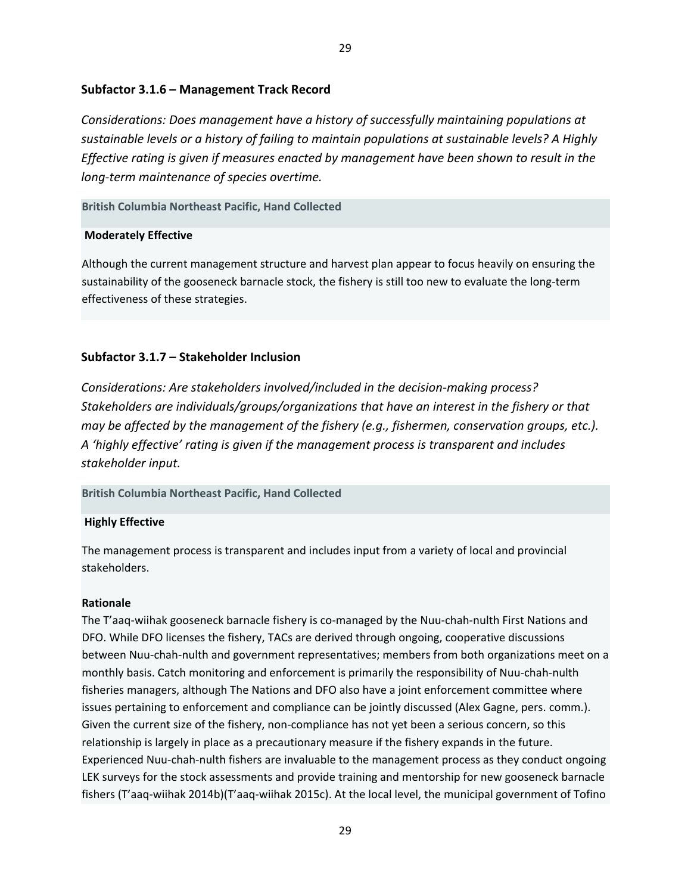### Subfactor 3.1.6 – Management Track Record

*Considerations: Does management have a history of successfully maintaining populations at sustainable levels or a history of failing to maintain populations at sustainable levels? A Highly Effective rating is given if measures enacted by management have been shown to result in the long-term maintenance of species overtime.*

**British Columbia Northeast Pacific, Hand Collected**

**Moderately Effective**

Although the current management structure and harvest plan appear to focus heavily on ensuring the sustainability of the gooseneck barnacle stock, the fishery is still too new to evaluate the long-term effectiveness of these strategies.

### Subfactor 3.1.7 – Stakeholder Inclusion

*Considerations: Are stakeholders involved/included in the decision-making process? Stakeholders are individuals/groups/organizations that have an interest in the fishery or that may be affected by the management of the fishery (e.g., fishermen, conservation groups, etc.). A 'highly effective' rating is given if the management process is transparent and includes stakeholder input.*

**British Columbia Northeast Pacific, Hand Collected**

**Highly Effective**

The management process is transparent and includes input from a variety of local and provincial stakeholders.

**Rationale**

The T'aaq-wiihak gooseneck barnacle fishery is co-managed by the Nuu-chah-nulth First Nations and DFO. While DFO licenses the fishery, TACs are derived through ongoing, cooperative discussions between Nuu-chah-nulth and government representatives; members from both organizations meet on a monthly basis. Catch monitoring and enforcement is primarily the responsibility of Nuu-chah-nulth fisheries managers, although The Nations and DFO also have a joint enforcement committee where issues pertaining to enforcement and compliance can be jointly discussed (Alex Gagne, pers. comm.). Given the current size of the fishery, non-compliance has not yet been a serious concern, so this relationship is largely in place as a precautionary measure if the fishery expands in the future. Experienced Nuu-chah-nulth fishers are invaluable to the management process as they conduct ongoing LEK surveys for the stock assessments and provide training and mentorship for new gooseneck barnacle fishers (T'aaq-wiihak 2014b)(T'aaq-wiihak 2015c). At the local level, the municipal government of Tofino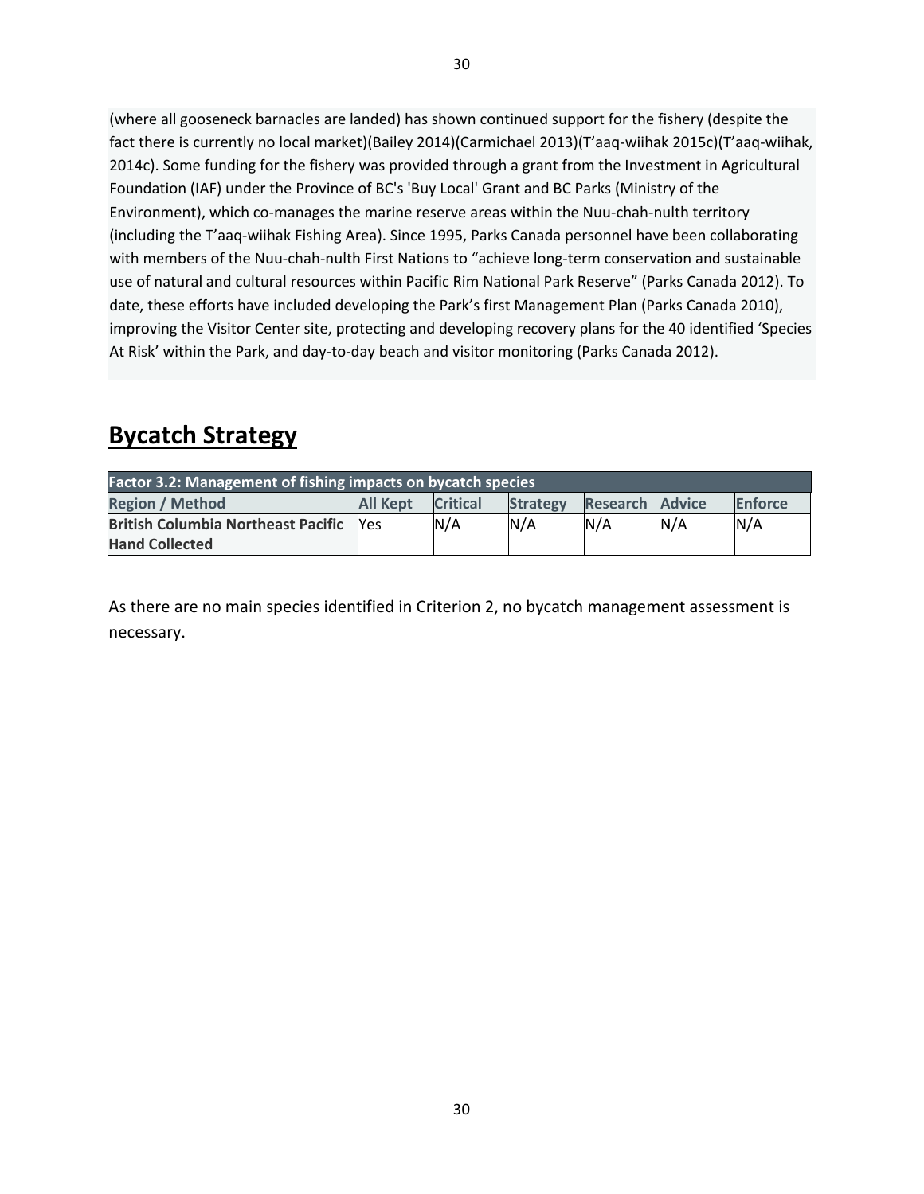(where all gooseneck barnacles are landed) has shown continued support for the fishery (despite the fact there is currently no local market)(Bailey 2014)(Carmichael 2013)(T'aaq-wiihak 2015c)(T'aaq-wiihak, 2014c). Some funding for the fishery was provided through a grant from the Investment in Agricultural Foundation (IAF) under the Province of BC's 'Buy Local' Grant and BC Parks (Ministry of the Environment), which co-manages the marine reserve areas within the Nuu-chah-nulth territory (including the T'aaq-wiihak Fishing Area). Since 1995, Parks Canada personnel have been collaborating with members of the Nuu-chah-nulth First Nations to "achieve long-term conservation and sustainable use of natural and cultural resources within Pacific Rim National Park Reserve" (Parks Canada 2012). To date, these efforts have included developing the Park's first Management Plan (Parks Canada 2010), improving the Visitor Center site, protecting and developing recovery plans for the 40 identified 'Species At Risk' within the Park, and day-to-day beach and visitor monitoring (Parks Canada 2012).

## Bycatch Strategy

| Factor 3.2: Management of fishing impacts on bycatch species | | | | | | |
|---|---|---|---|---|---|---|
| **Region / Method** | **All Kept** | **Critical** | **Strategy** | **Research** | **Advice** | **Enforce** |
| **British Columbia Northeast Pacific Hand Collected** | Yes | N/A | N/A | N/A | N/A | N/A |

As there are no main species identified in Criterion 2, no bycatch management assessment is necessary.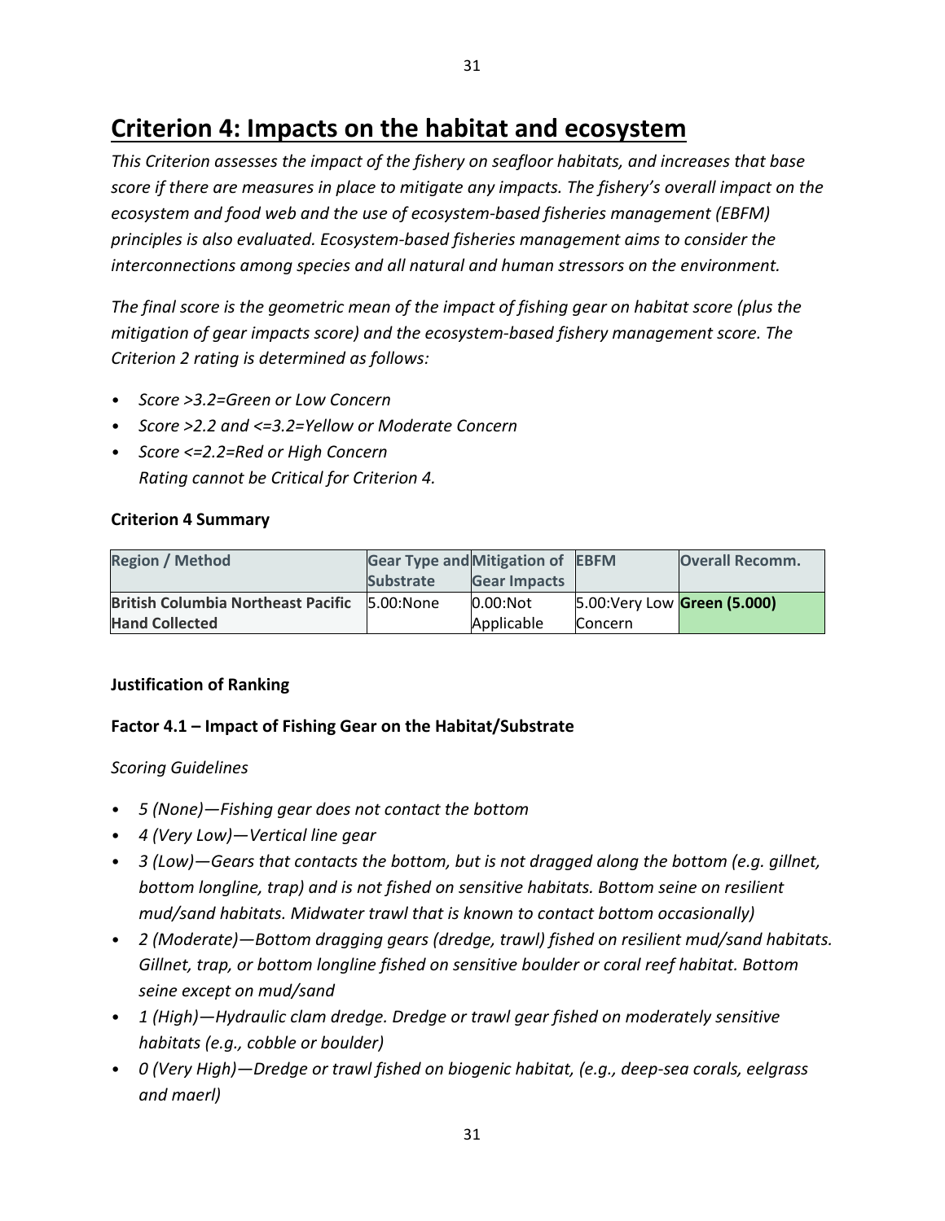## Criterion 4: Impacts on the habitat and ecosystem

*This Criterion assesses the impact of the fishery on seafloor habitats, and increases that base score if there are measures in place to mitigate any impacts. The fishery's overall impact on the ecosystem and food web and the use of ecosystem-based fisheries management (EBFM) principles is also evaluated. Ecosystem-based fisheries management aims to consider the interconnections among species and all natural and human stressors on the environment.*

*The final score is the geometric mean of the impact of fishing gear on habitat score (plus the mitigation of gear impacts score) and the ecosystem-based fishery management score. The Criterion 2 rating is determined as follows:*

- *Score >3.2=Green or Low Concern*
- *Score >2.2 and <=3.2=Yellow or Moderate Concern*
- *Score <=2.2=Red or High Concern*
  *Rating cannot be Critical for Criterion 4.*

### Criterion 4 Summary

| Region / Method | Gear Type and Substrate | Mitigation of Gear Impacts | EBFM | Overall Recomm. |
|---|---|---|---|---|
| **British Columbia Northeast Pacific Hand Collected** | 5.00:None | 0.00:Not Applicable | 5.00:Very Low Concern | **Green (5.000)** |

### Justification of Ranking

### Factor 4.1 – Impact of Fishing Gear on the Habitat/Substrate

*Scoring Guidelines*

- *5 (None)—Fishing gear does not contact the bottom*
- *4 (Very Low)—Vertical line gear*
- *3 (Low)—Gears that contacts the bottom, but is not dragged along the bottom (e.g. gillnet, bottom longline, trap) and is not fished on sensitive habitats. Bottom seine on resilient mud/sand habitats. Midwater trawl that is known to contact bottom occasionally)*
- *2 (Moderate)—Bottom dragging gears (dredge, trawl) fished on resilient mud/sand habitats. Gillnet, trap, or bottom longline fished on sensitive boulder or coral reef habitat. Bottom seine except on mud/sand*
- *1 (High)—Hydraulic clam dredge. Dredge or trawl gear fished on moderately sensitive habitats (e.g., cobble or boulder)*
- *0 (Very High)—Dredge or trawl fished on biogenic habitat, (e.g., deep-sea corals, eelgrass and maerl)*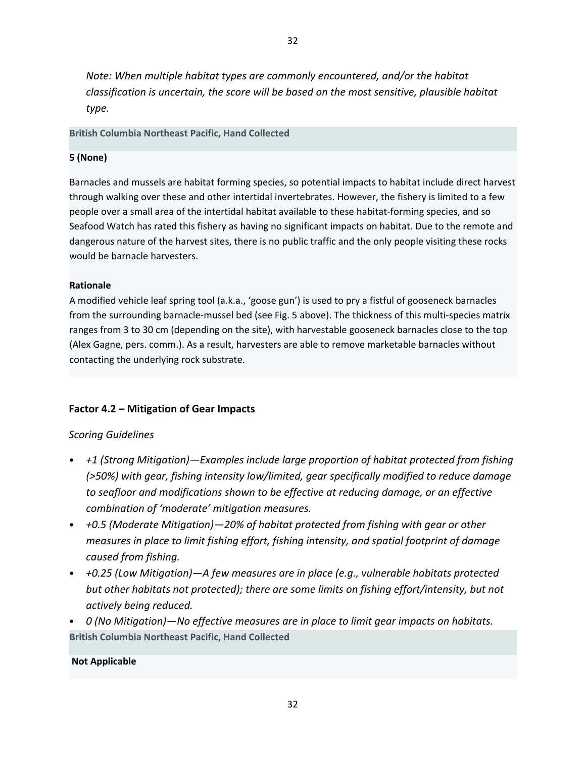*Note: When multiple habitat types are commonly encountered, and/or the habitat classification is uncertain, the score will be based on the most sensitive, plausible habitat type.*

**British Columbia Northeast Pacific, Hand Collected**

**5 (None)**

Barnacles and mussels are habitat forming species, so potential impacts to habitat include direct harvest through walking over these and other intertidal invertebrates. However, the fishery is limited to a few people over a small area of the intertidal habitat available to these habitat-forming species, and so Seafood Watch has rated this fishery as having no significant impacts on habitat. Due to the remote and dangerous nature of the harvest sites, there is no public traffic and the only people visiting these rocks would be barnacle harvesters.

**Rationale**

A modified vehicle leaf spring tool (a.k.a., 'goose gun') is used to pry a fistful of gooseneck barnacles from the surrounding barnacle-mussel bed (see Fig. 5 above). The thickness of this multi-species matrix ranges from 3 to 30 cm (depending on the site), with harvestable gooseneck barnacles close to the top (Alex Gagne, pers. comm.). As a result, harvesters are able to remove marketable barnacles without contacting the underlying rock substrate.

## Factor 4.2 – Mitigation of Gear Impacts

*Scoring Guidelines*

- *+1 (Strong Mitigation)—Examples include large proportion of habitat protected from fishing (>50%) with gear, fishing intensity low/limited, gear specifically modified to reduce damage to seafloor and modifications shown to be effective at reducing damage, or an effective combination of 'moderate' mitigation measures.*
- *+0.5 (Moderate Mitigation)—20% of habitat protected from fishing with gear or other measures in place to limit fishing effort, fishing intensity, and spatial footprint of damage caused from fishing.*
- *+0.25 (Low Mitigation)—A few measures are in place (e.g., vulnerable habitats protected but other habitats not protected); there are some limits on fishing effort/intensity, but not actively being reduced.*
- *0 (No Mitigation)—No effective measures are in place to limit gear impacts on habitats.*

**British Columbia Northeast Pacific, Hand Collected**

**Not Applicable**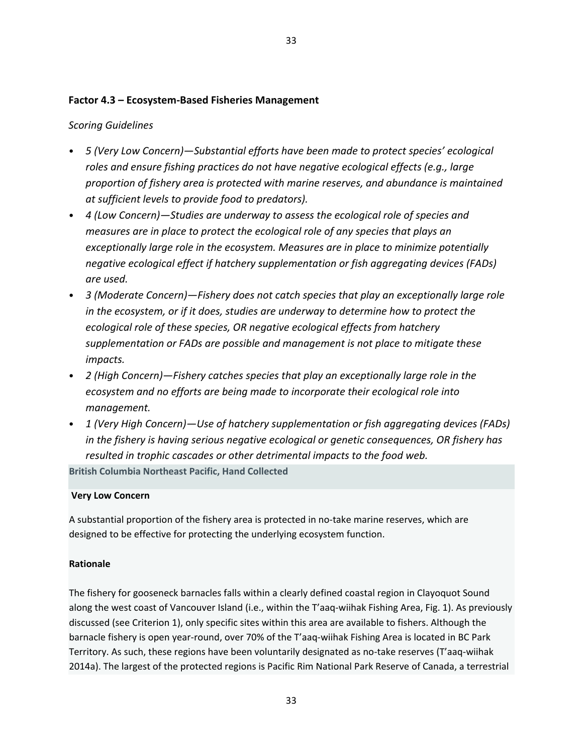### Factor 4.3 – Ecosystem-Based Fisheries Management

*Scoring Guidelines*

- *5 (Very Low Concern)—Substantial efforts have been made to protect species' ecological roles and ensure fishing practices do not have negative ecological effects (e.g., large proportion of fishery area is protected with marine reserves, and abundance is maintained at sufficient levels to provide food to predators).*
- *4 (Low Concern)—Studies are underway to assess the ecological role of species and measures are in place to protect the ecological role of any species that plays an exceptionally large role in the ecosystem. Measures are in place to minimize potentially negative ecological effect if hatchery supplementation or fish aggregating devices (FADs) are used.*
- *3 (Moderate Concern)—Fishery does not catch species that play an exceptionally large role in the ecosystem, or if it does, studies are underway to determine how to protect the ecological role of these species, OR negative ecological effects from hatchery supplementation or FADs are possible and management is not place to mitigate these impacts.*
- *2 (High Concern)—Fishery catches species that play an exceptionally large role in the ecosystem and no efforts are being made to incorporate their ecological role into management.*
- *1 (Very High Concern)—Use of hatchery supplementation or fish aggregating devices (FADs) in the fishery is having serious negative ecological or genetic consequences, OR fishery has resulted in trophic cascades or other detrimental impacts to the food web.*

**British Columbia Northeast Pacific, Hand Collected**

**Very Low Concern**

A substantial proportion of the fishery area is protected in no-take marine reserves, which are designed to be effective for protecting the underlying ecosystem function.

**Rationale**

The fishery for gooseneck barnacles falls within a clearly defined coastal region in Clayoquot Sound along the west coast of Vancouver Island (i.e., within the T'aaq-wiihak Fishing Area, Fig. 1). As previously discussed (see Criterion 1), only specific sites within this area are available to fishers. Although the barnacle fishery is open year-round, over 70% of the T'aaq-wiihak Fishing Area is located in BC Park Territory. As such, these regions have been voluntarily designated as no-take reserves (T'aaq-wiihak 2014a). The largest of the protected regions is Pacific Rim National Park Reserve of Canada, a terrestrial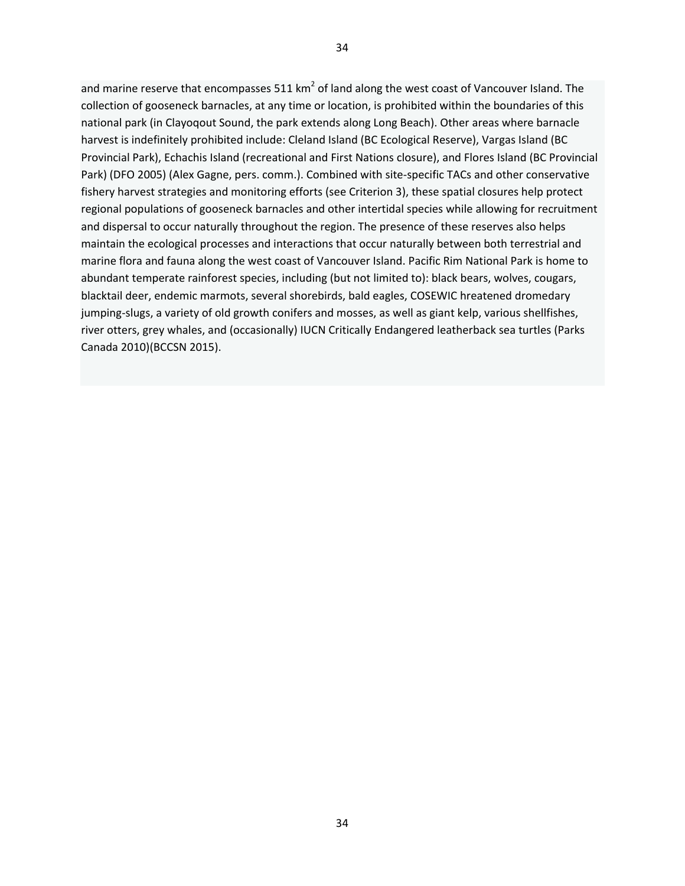and marine reserve that encompasses 511 $km^2$ of land along the west coast of Vancouver Island. The collection of gooseneck barnacles, at any time or location, is prohibited within the boundaries of this national park (in Clayoqout Sound, the park extends along Long Beach). Other areas where barnacle harvest is indefinitely prohibited include: Cleland Island (BC Ecological Reserve), Vargas Island (BC Provincial Park), Echachis Island (recreational and First Nations closure), and Flores Island (BC Provincial Park) (DFO 2005) (Alex Gagne, pers. comm.). Combined with site-specific TACs and other conservative fishery harvest strategies and monitoring efforts (see Criterion 3), these spatial closures help protect regional populations of gooseneck barnacles and other intertidal species while allowing for recruitment and dispersal to occur naturally throughout the region. The presence of these reserves also helps maintain the ecological processes and interactions that occur naturally between both terrestrial and marine flora and fauna along the west coast of Vancouver Island. Pacific Rim National Park is home to abundant temperate rainforest species, including (but not limited to): black bears, wolves, cougars, blacktail deer, endemic marmots, several shorebirds, bald eagles, COSEWIC hreatened dromedary jumping-slugs, a variety of old growth conifers and mosses, as well as giant kelp, various shellfishes, river otters, grey whales, and (occasionally) IUCN Critically Endangered leatherback sea turtles (Parks Canada 2010)(BCCSN 2015).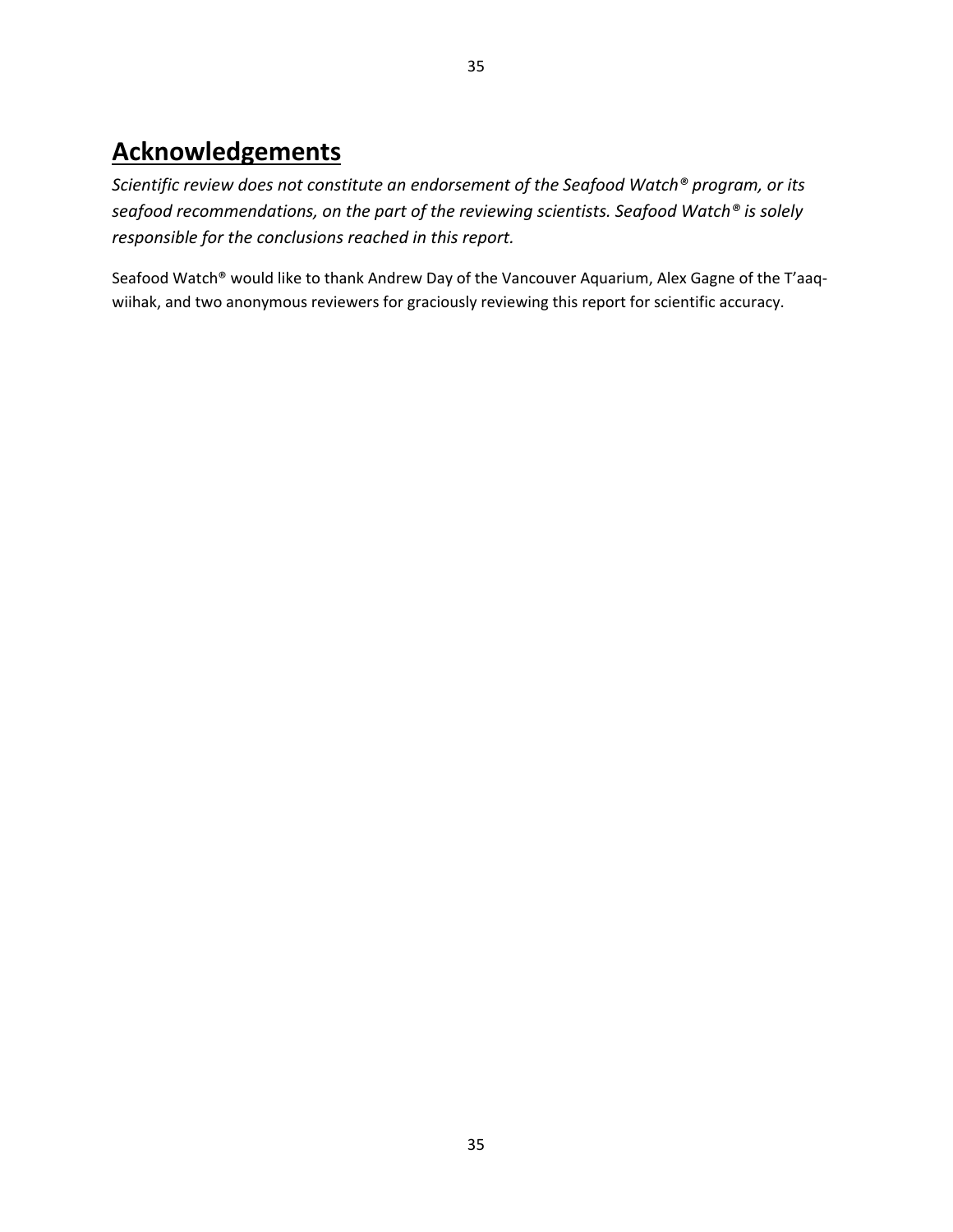# Acknowledgements

*Scientific review does not constitute an endorsement of the Seafood Watch® program, or its seafood recommendations, on the part of the reviewing scientists. Seafood Watch® is solely responsible for the conclusions reached in this report.*

Seafood Watch® would like to thank Andrew Day of the Vancouver Aquarium, Alex Gagne of the T'aaq-wiihak, and two anonymous reviewers for graciously reviewing this report for scientific accuracy.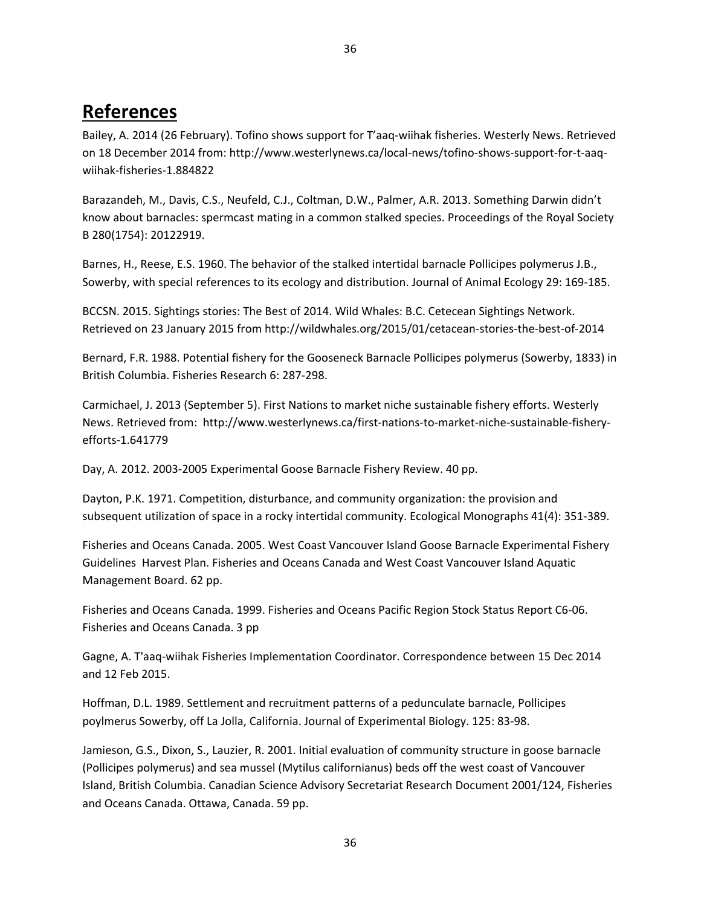# References

Bailey, A. 2014 (26 February). Tofino shows support for T'aaq-wiihak fisheries. Westerly News. Retrieved on 18 December 2014 from: http://www.westerlynews.ca/local-news/tofino-shows-support-for-t-aaq-wiihak-fisheries-1.884822

Barazandeh, M., Davis, C.S., Neufeld, C.J., Coltman, D.W., Palmer, A.R. 2013. Something Darwin didn't know about barnacles: spermcast mating in a common stalked species. Proceedings of the Royal Society B 280(1754): 20122919.

Barnes, H., Reese, E.S. 1960. The behavior of the stalked intertidal barnacle Pollicipes polymerus J.B., Sowerby, with special references to its ecology and distribution. Journal of Animal Ecology 29: 169-185.

BCCSN. 2015. Sightings stories: The Best of 2014. Wild Whales: B.C. Cetecean Sightings Network. Retrieved on 23 January 2015 from http://wildwhales.org/2015/01/cetacean-stories-the-best-of-2014

Bernard, F.R. 1988. Potential fishery for the Gooseneck Barnacle Pollicipes polymerus (Sowerby, 1833) in British Columbia. Fisheries Research 6: 287-298.

Carmichael, J. 2013 (September 5). First Nations to market niche sustainable fishery efforts. Westerly News. Retrieved from: http://www.westerlynews.ca/first-nations-to-market-niche-sustainable-fishery-efforts-1.641779

Day, A. 2012. 2003-2005 Experimental Goose Barnacle Fishery Review. 40 pp.

Dayton, P.K. 1971. Competition, disturbance, and community organization: the provision and subsequent utilization of space in a rocky intertidal community. Ecological Monographs 41(4): 351-389.

Fisheries and Oceans Canada. 2005. West Coast Vancouver Island Goose Barnacle Experimental Fishery Guidelines Harvest Plan. Fisheries and Oceans Canada and West Coast Vancouver Island Aquatic Management Board. 62 pp.

Fisheries and Oceans Canada. 1999. Fisheries and Oceans Pacific Region Stock Status Report C6-06. Fisheries and Oceans Canada. 3 pp

Gagne, A. T'aaq-wiihak Fisheries Implementation Coordinator. Correspondence between 15 Dec 2014 and 12 Feb 2015.

Hoffman, D.L. 1989. Settlement and recruitment patterns of a pedunculate barnacle, Pollicipes poylmerus Sowerby, off La Jolla, California. Journal of Experimental Biology. 125: 83-98.

Jamieson, G.S., Dixon, S., Lauzier, R. 2001. Initial evaluation of community structure in goose barnacle (Pollicipes polymerus) and sea mussel (Mytilus californianus) beds off the west coast of Vancouver Island, British Columbia. Canadian Science Advisory Secretariat Research Document 2001/124, Fisheries and Oceans Canada. Ottawa, Canada. 59 pp.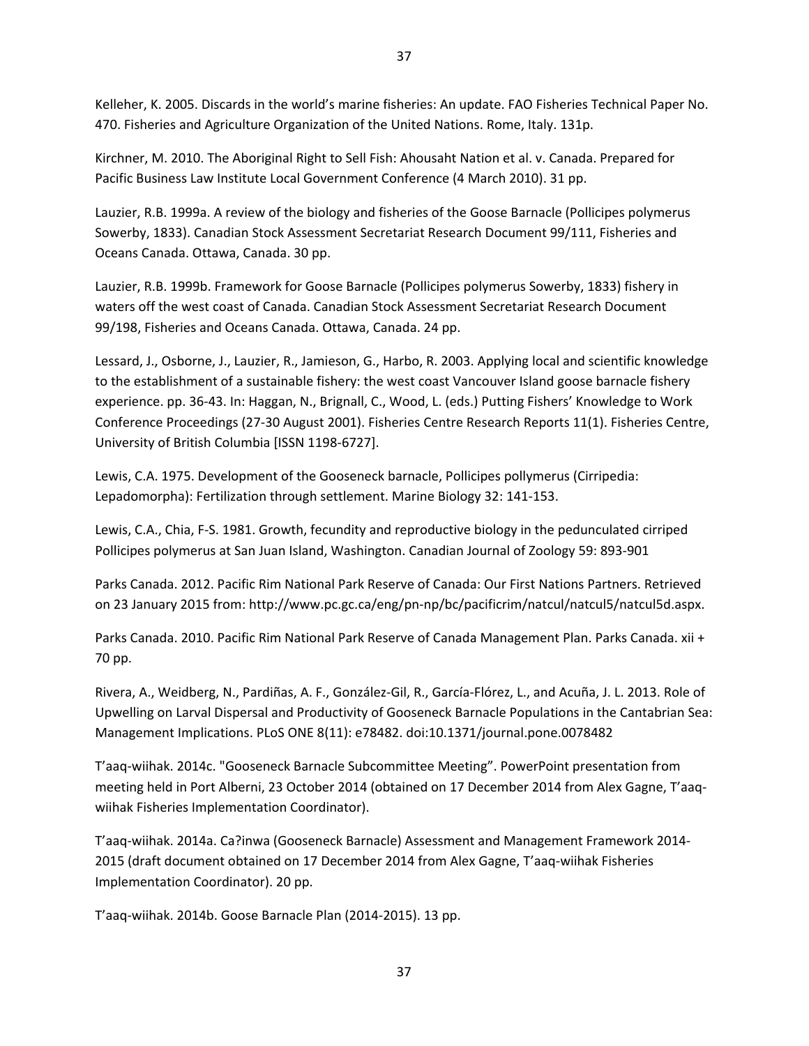Kelleher, K. 2005. Discards in the world's marine fisheries: An update. FAO Fisheries Technical Paper No. 470. Fisheries and Agriculture Organization of the United Nations. Rome, Italy. 131p.

Kirchner, M. 2010. The Aboriginal Right to Sell Fish: Ahousaht Nation et al. v. Canada. Prepared for Pacific Business Law Institute Local Government Conference (4 March 2010). 31 pp.

Lauzier, R.B. 1999a. A review of the biology and fisheries of the Goose Barnacle (Pollicipes polymerus Sowerby, 1833). Canadian Stock Assessment Secretariat Research Document 99/111, Fisheries and Oceans Canada. Ottawa, Canada. 30 pp.

Lauzier, R.B. 1999b. Framework for Goose Barnacle (Pollicipes polymerus Sowerby, 1833) fishery in waters off the west coast of Canada. Canadian Stock Assessment Secretariat Research Document 99/198, Fisheries and Oceans Canada. Ottawa, Canada. 24 pp.

Lessard, J., Osborne, J., Lauzier, R., Jamieson, G., Harbo, R. 2003. Applying local and scientific knowledge to the establishment of a sustainable fishery: the west coast Vancouver Island goose barnacle fishery experience. pp. 36-43. In: Haggan, N., Brignall, C., Wood, L. (eds.) Putting Fishers' Knowledge to Work Conference Proceedings (27-30 August 2001). Fisheries Centre Research Reports 11(1). Fisheries Centre, University of British Columbia [ISSN 1198-6727].

Lewis, C.A. 1975. Development of the Gooseneck barnacle, Pollicipes pollymerus (Cirripedia: Lepadomorpha): Fertilization through settlement. Marine Biology 32: 141-153.

Lewis, C.A., Chia, F-S. 1981. Growth, fecundity and reproductive biology in the pedunculated cirriped Pollicipes polymerus at San Juan Island, Washington. Canadian Journal of Zoology 59: 893-901

Parks Canada. 2012. Pacific Rim National Park Reserve of Canada: Our First Nations Partners. Retrieved on 23 January 2015 from: http://www.pc.gc.ca/eng/pn-np/bc/pacificrim/natcul/natcul5/natcul5d.aspx.

Parks Canada. 2010. Pacific Rim National Park Reserve of Canada Management Plan. Parks Canada. xii + 70 pp.

Rivera, A., Weidberg, N., Pardiñas, A. F., González-Gil, R., García-Flórez, L., and Acuña, J. L. 2013. Role of Upwelling on Larval Dispersal and Productivity of Gooseneck Barnacle Populations in the Cantabrian Sea: Management Implications. PLoS ONE 8(11): e78482. doi:10.1371/journal.pone.0078482

T'aaq-wiihak. 2014c. "Gooseneck Barnacle Subcommittee Meeting". PowerPoint presentation from meeting held in Port Alberni, 23 October 2014 (obtained on 17 December 2014 from Alex Gagne, T'aaq-wiihak Fisheries Implementation Coordinator).

T'aaq-wiihak. 2014a. Ca?inwa (Gooseneck Barnacle) Assessment and Management Framework 2014-2015 (draft document obtained on 17 December 2014 from Alex Gagne, T'aaq-wiihak Fisheries Implementation Coordinator). 20 pp.

T'aaq-wiihak. 2014b. Goose Barnacle Plan (2014-2015). 13 pp.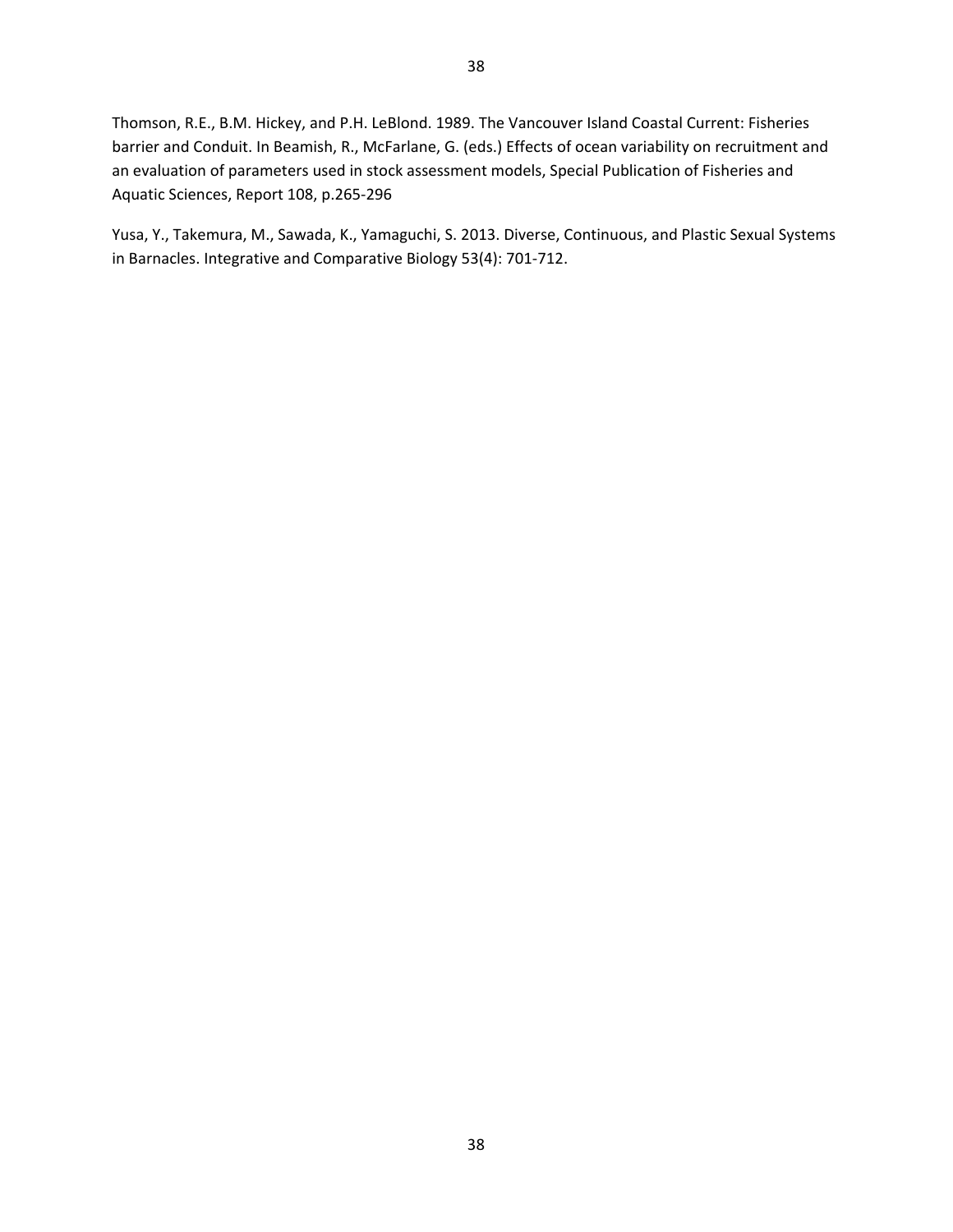Thomson, R.E., B.M. Hickey, and P.H. LeBlond. 1989. The Vancouver Island Coastal Current: Fisheries barrier and Conduit. In Beamish, R., McFarlane, G. (eds.) Effects of ocean variability on recruitment and an evaluation of parameters used in stock assessment models, Special Publication of Fisheries and Aquatic Sciences, Report 108, p.265-296

Yusa, Y., Takemura, M., Sawada, K., Yamaguchi, S. 2013. Diverse, Continuous, and Plastic Sexual Systems in Barnacles. Integrative and Comparative Biology 53(4): 701-712.